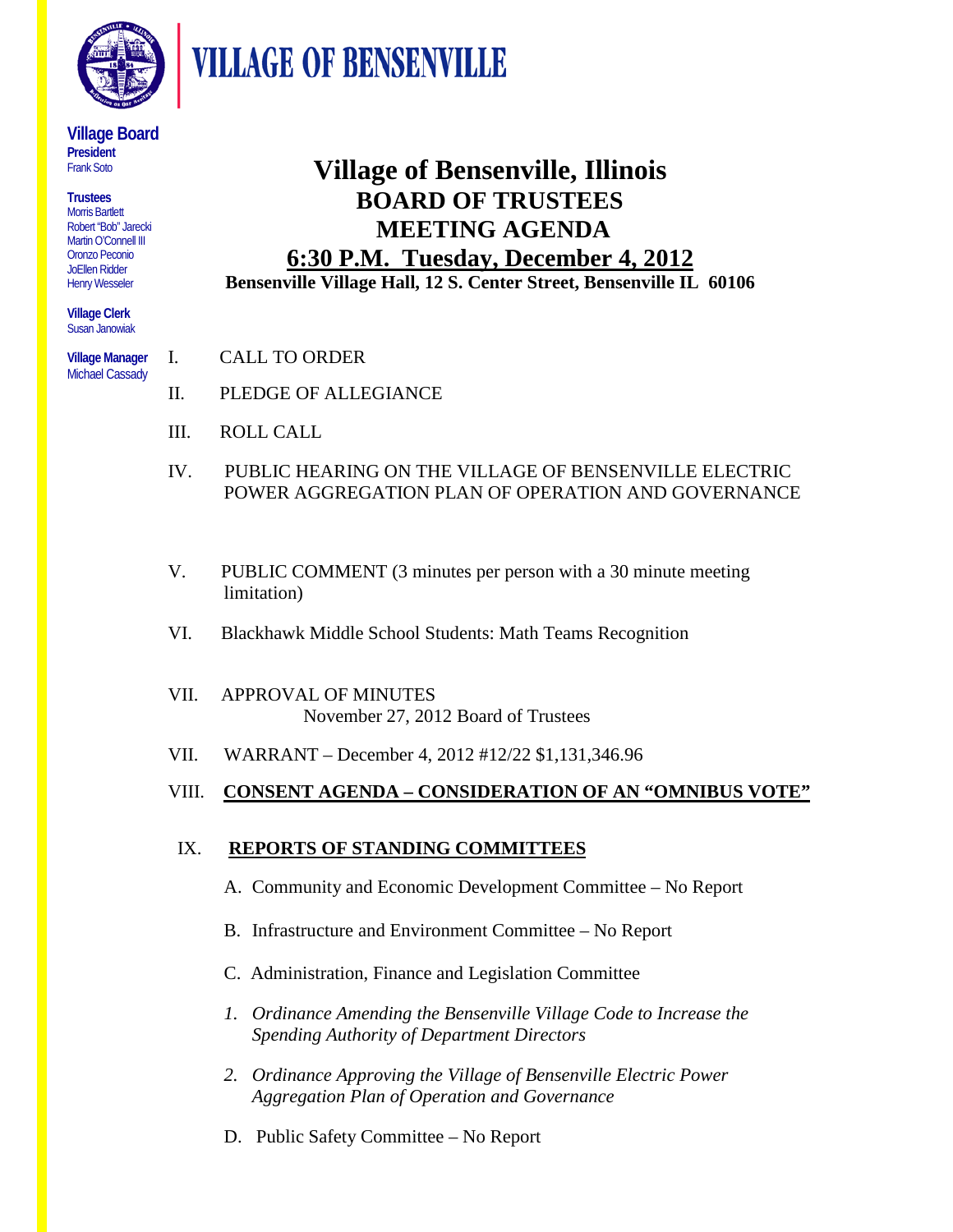# VILLAGE OF BENSENVILLE

**Village Board**
**President**
Frank Soto

**Trustees**
Morris Bartlett
Robert "Bob" Jarecki
Martin O'Connell III
Oronzo Peconio
JoEllen Ridder
Henry Wesseler

**Village Clerk**
Susan Janowiak

**Village Manager**
Michael Cassady

# Village of Bensenville, Illinois
## BOARD OF TRUSTEES
## MEETING AGENDA
## 6:30 P.M. Tuesday, December 4, 2012

**Bensenville Village Hall, 12 S. Center Street, Bensenville IL 60106**

I. CALL TO ORDER

II. PLEDGE OF ALLEGIANCE

III. ROLL CALL

IV. PUBLIC HEARING ON THE VILLAGE OF BENSENVILLE ELECTRIC POWER AGGREGATION PLAN OF OPERATION AND GOVERNANCE

V. PUBLIC COMMENT (3 minutes per person with a 30 minute meeting limitation)

VI. Blackhawk Middle School Students: Math Teams Recognition

VII. APPROVAL OF MINUTES
November 27, 2012 Board of Trustees

VII. WARRANT – December 4, 2012 #12/22 $1,131,346.96

VIII. **CONSENT AGENDA – CONSIDERATION OF AN "OMNIBUS VOTE"**

IX. **REPORTS OF STANDING COMMITTEES**

A. Community and Economic Development Committee – No Report

B. Infrastructure and Environment Committee – No Report

C. Administration, Finance and Legislation Committee

*1. Ordinance Amending the Bensenville Village Code to Increase the Spending Authority of Department Directors*

*2. Ordinance Approving the Village of Bensenville Electric Power Aggregation Plan of Operation and Governance*

D. Public Safety Committee – No Report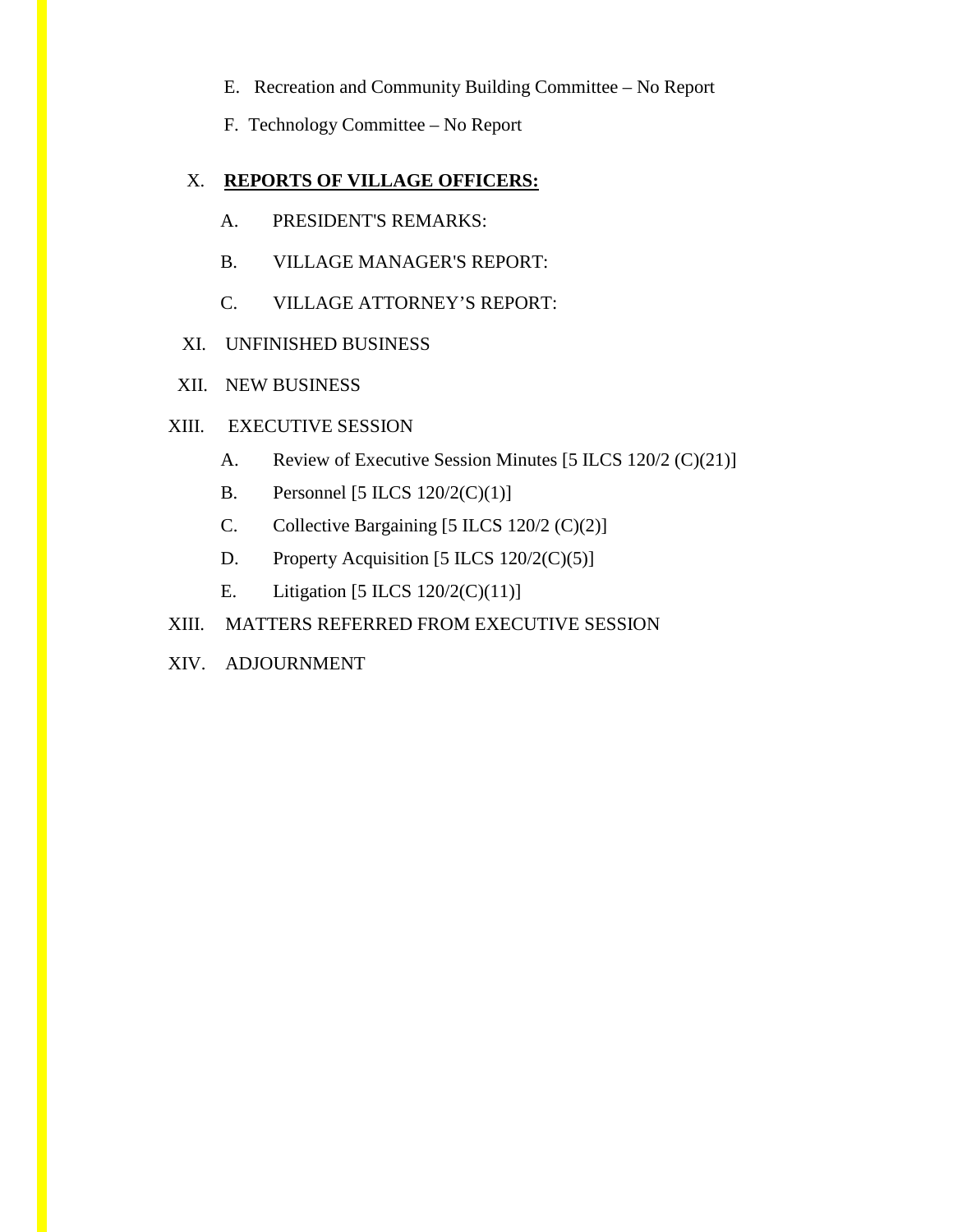E. Recreation and Community Building Committee – No Report

F. Technology Committee – No Report

X. **<u>REPORTS OF VILLAGE OFFICERS:</u>**

A. PRESIDENT'S REMARKS:

B. VILLAGE MANAGER'S REPORT:

C. VILLAGE ATTORNEY'S REPORT:

XI. UNFINISHED BUSINESS

XII. NEW BUSINESS

XIII. EXECUTIVE SESSION

A. Review of Executive Session Minutes [5 ILCS 120/2 (C)(21)]

B. Personnel [5 ILCS 120/2(C)(1)]

C. Collective Bargaining [5 ILCS 120/2 (C)(2)]

D. Property Acquisition [5 ILCS 120/2(C)(5)]

E. Litigation [5 ILCS 120/2(C)(11)]

XIII. MATTERS REFERRED FROM EXECUTIVE SESSION

XIV. ADJOURNMENT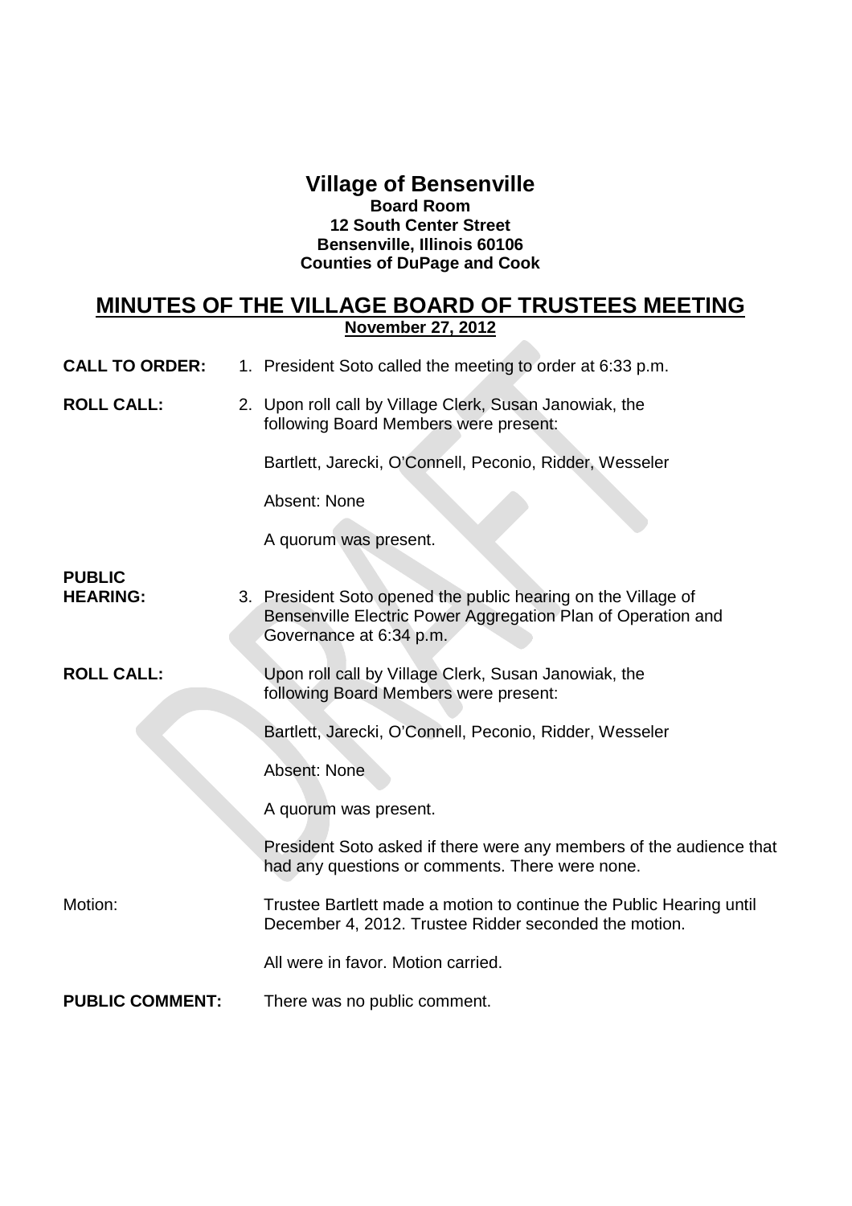# Village of Bensenville

**Board Room**
**12 South Center Street**
**Bensenville, Illinois 60106**
**Counties of DuPage and Cook**

## MINUTES OF THE VILLAGE BOARD OF TRUSTEES MEETING

**November 27, 2012**

**CALL TO ORDER:** 1. President Soto called the meeting to order at 6:33 p.m.

**ROLL CALL:** 2. Upon roll call by Village Clerk, Susan Janowiak, the following Board Members were present:

Bartlett, Jarecki, O'Connell, Peconio, Ridder, Wesseler

Absent: None

A quorum was present.

**PUBLIC HEARING:** 3. President Soto opened the public hearing on the Village of Bensenville Electric Power Aggregation Plan of Operation and Governance at 6:34 p.m.

**ROLL CALL:** Upon roll call by Village Clerk, Susan Janowiak, the following Board Members were present:

Bartlett, Jarecki, O'Connell, Peconio, Ridder, Wesseler

Absent: None

A quorum was present.

President Soto asked if there were any members of the audience that had any questions or comments. There were none.

Motion: Trustee Bartlett made a motion to continue the Public Hearing until December 4, 2012. Trustee Ridder seconded the motion.

All were in favor. Motion carried.

**PUBLIC COMMENT:** There was no public comment.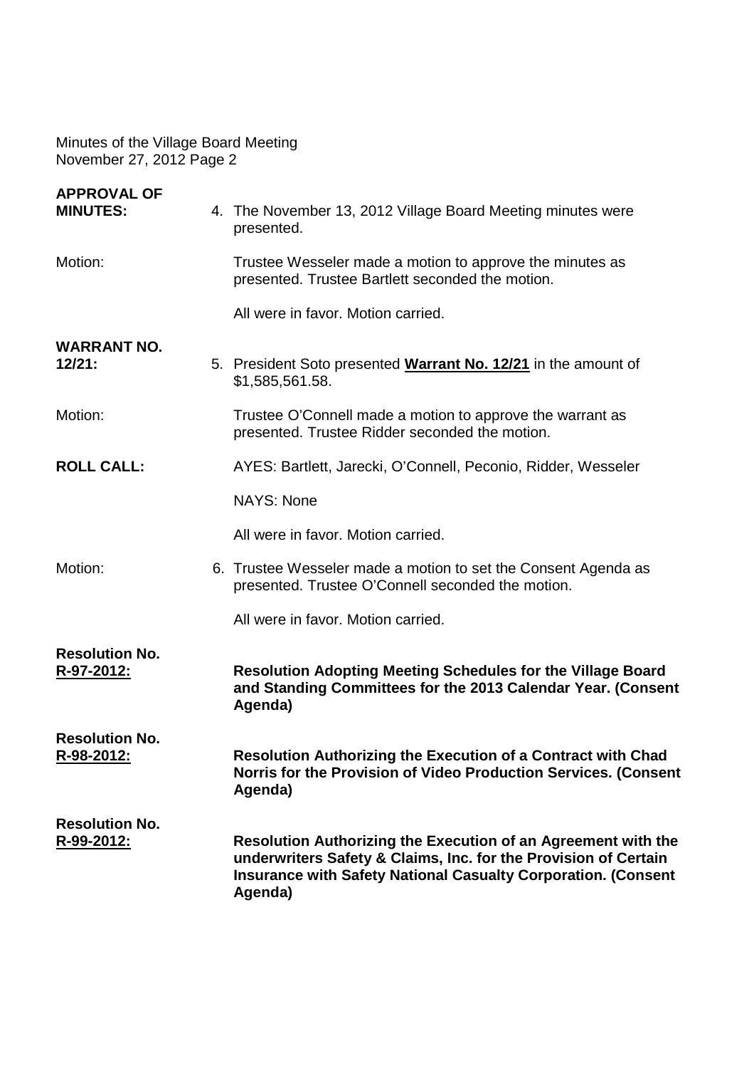Minutes of the Village Board Meeting
November 27, 2012 Page 2

**APPROVAL OF MINUTES:**

4. The November 13, 2012 Village Board Meeting minutes were presented.

Motion: Trustee Wesseler made a motion to approve the minutes as presented. Trustee Bartlett seconded the motion.

All were in favor. Motion carried.

**WARRANT NO. 12/21:**

5. President Soto presented **Warrant No. 12/21** in the amount of $1,585,561.58.

Motion: Trustee O'Connell made a motion to approve the warrant as presented. Trustee Ridder seconded the motion.

**ROLL CALL:** AYES: Bartlett, Jarecki, O'Connell, Peconio, Ridder, Wesseler

NAYS: None

All were in favor. Motion carried.

Motion:

6. Trustee Wesseler made a motion to set the Consent Agenda as presented. Trustee O'Connell seconded the motion.

All were in favor. Motion carried.

**Resolution No. R-97-2012:** **Resolution Adopting Meeting Schedules for the Village Board and Standing Committees for the 2013 Calendar Year. (Consent Agenda)**

**Resolution No. R-98-2012:** **Resolution Authorizing the Execution of a Contract with Chad Norris for the Provision of Video Production Services. (Consent Agenda)**

**Resolution No. R-99-2012:** **Resolution Authorizing the Execution of an Agreement with the underwriters Safety & Claims, Inc. for the Provision of Certain Insurance with Safety National Casualty Corporation. (Consent Agenda)**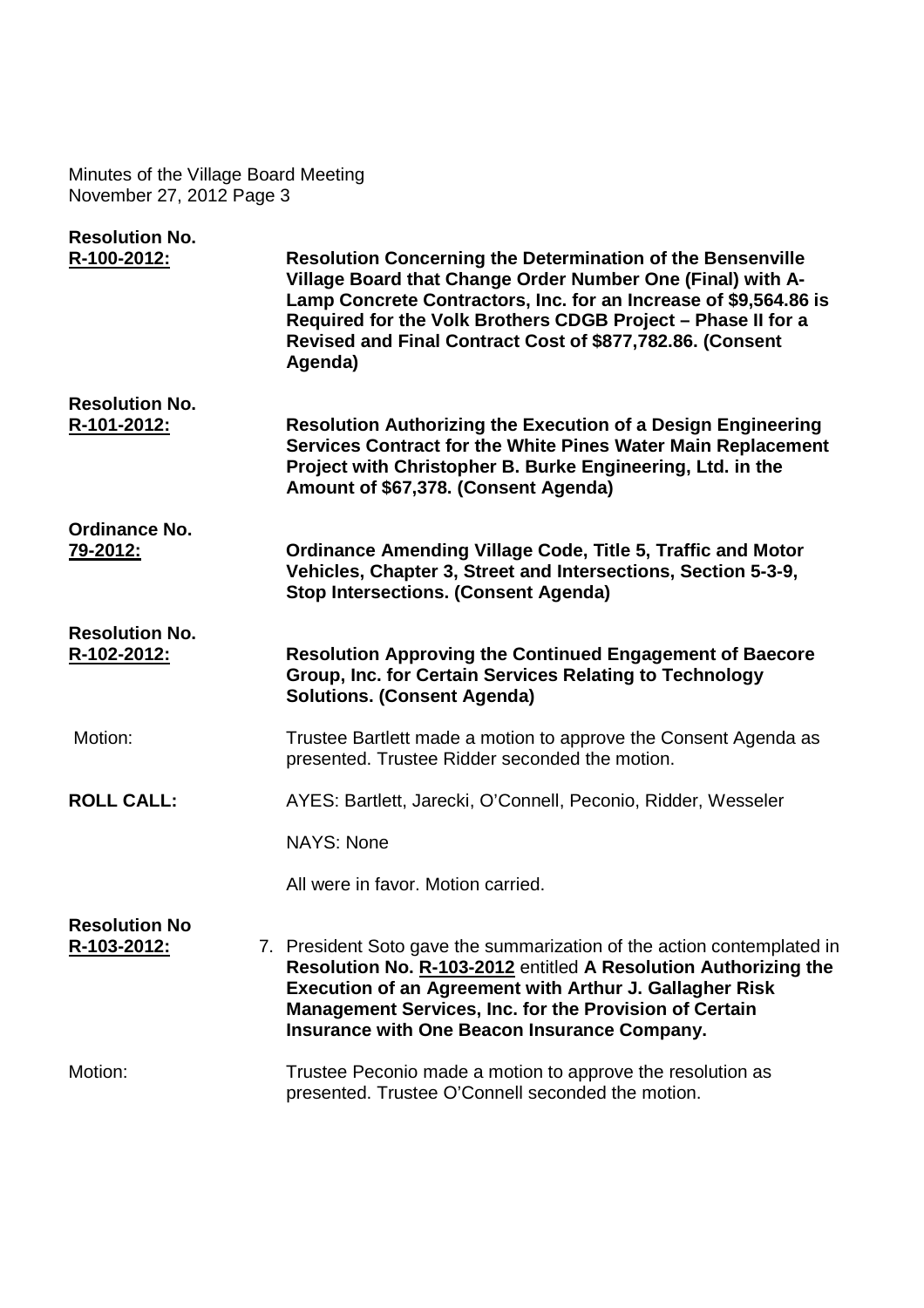**Resolution No. R-100-2012:** **Resolution Concerning the Determination of the Bensenville Village Board that Change Order Number One (Final) with A-Lamp Concrete Contractors, Inc. for an Increase of $9,564.86 is Required for the Volk Brothers CDGB Project – Phase II for a Revised and Final Contract Cost of $877,782.86. (Consent Agenda)**

**Resolution No. R-101-2012:** **Resolution Authorizing the Execution of a Design Engineering Services Contract for the White Pines Water Main Replacement Project with Christopher B. Burke Engineering, Ltd. in the Amount of $67,378. (Consent Agenda)**

**Ordinance No. 79-2012:** **Ordinance Amending Village Code, Title 5, Traffic and Motor Vehicles, Chapter 3, Street and Intersections, Section 5-3-9, Stop Intersections. (Consent Agenda)**

**Resolution No. R-102-2012:** **Resolution Approving the Continued Engagement of Baecore Group, Inc. for Certain Services Relating to Technology Solutions. (Consent Agenda)**

Motion: Trustee Bartlett made a motion to approve the Consent Agenda as presented. Trustee Ridder seconded the motion.

**ROLL CALL:** AYES: Bartlett, Jarecki, O'Connell, Peconio, Ridder, Wesseler

NAYS: None

All were in favor. Motion carried.

**Resolution No R-103-2012:**

7. President Soto gave the summarization of the action contemplated in **Resolution No. R-103-2012** entitled **A Resolution Authorizing the Execution of an Agreement with Arthur J. Gallagher Risk Management Services, Inc. for the Provision of Certain Insurance with One Beacon Insurance Company.**

Motion: Trustee Peconio made a motion to approve the resolution as presented. Trustee O'Connell seconded the motion.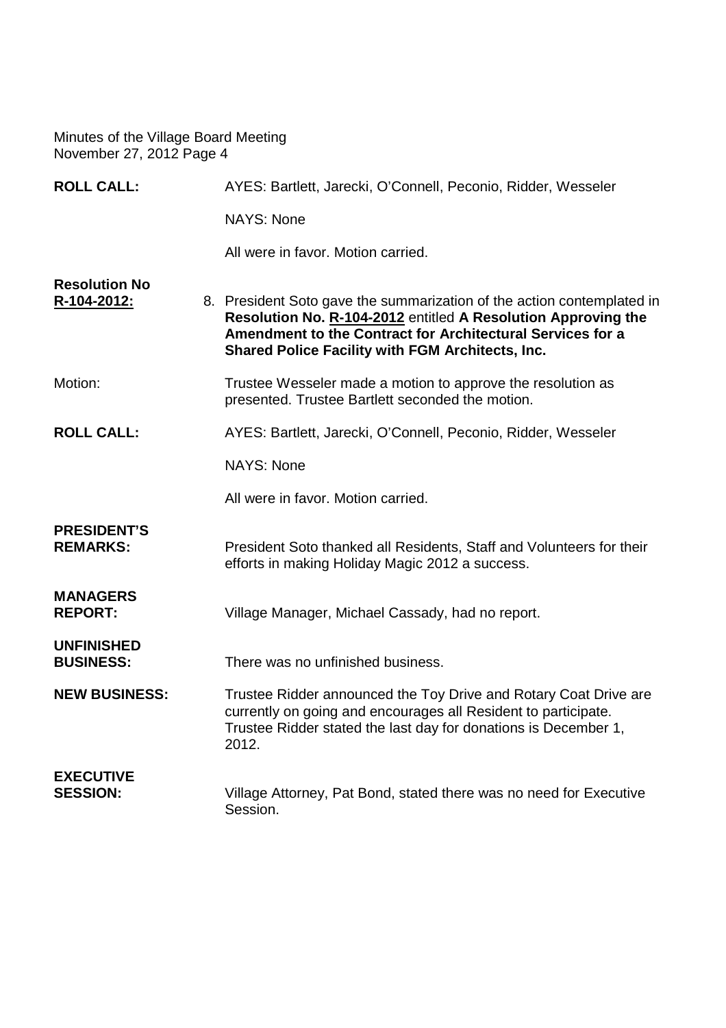**ROLL CALL:** AYES: Bartlett, Jarecki, O'Connell, Peconio, Ridder, Wesseler

NAYS: None

All were in favor. Motion carried.

**Resolution No R-104-2012:** 8. President Soto gave the summarization of the action contemplated in **Resolution No. R-104-2012** entitled **A Resolution Approving the Amendment to the Contract for Architectural Services for a Shared Police Facility with FGM Architects, Inc.**

Motion: Trustee Wesseler made a motion to approve the resolution as presented. Trustee Bartlett seconded the motion.

**ROLL CALL:** AYES: Bartlett, Jarecki, O'Connell, Peconio, Ridder, Wesseler

NAYS: None

All were in favor. Motion carried.

**PRESIDENT'S REMARKS:** President Soto thanked all Residents, Staff and Volunteers for their efforts in making Holiday Magic 2012 a success.

**MANAGERS REPORT:** Village Manager, Michael Cassady, had no report.

**UNFINISHED BUSINESS:** There was no unfinished business.

**NEW BUSINESS:** Trustee Ridder announced the Toy Drive and Rotary Coat Drive are currently on going and encourages all Resident to participate. Trustee Ridder stated the last day for donations is December 1, 2012.

**EXECUTIVE SESSION:** Village Attorney, Pat Bond, stated there was no need for Executive Session.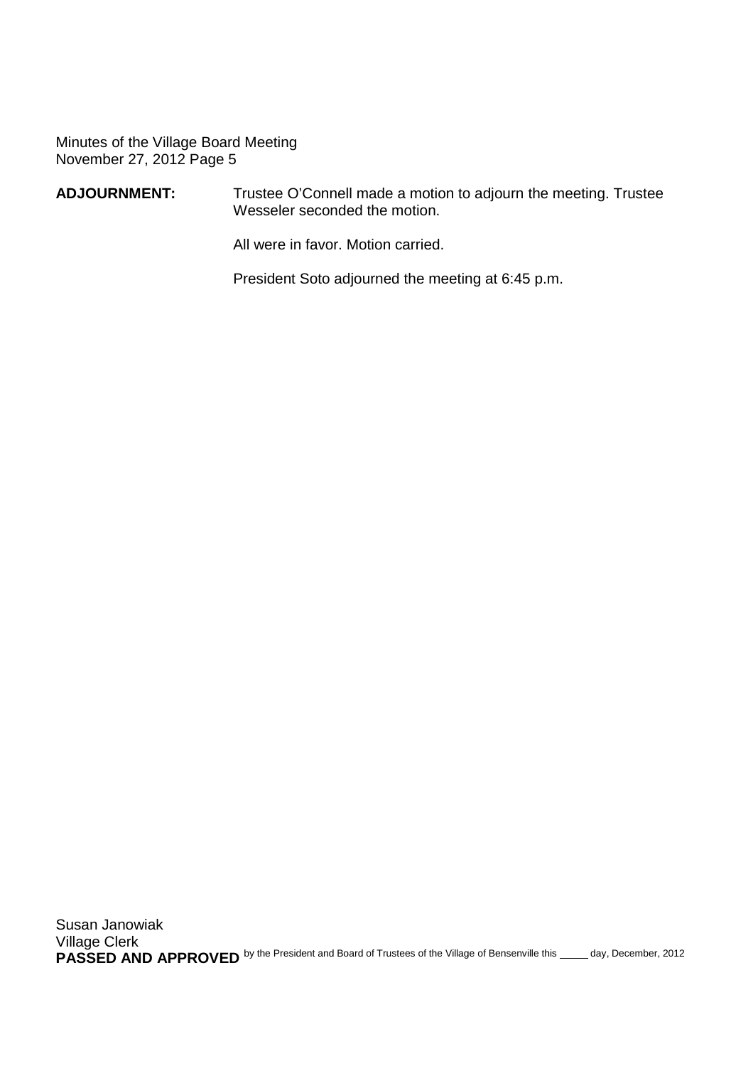Minutes of the Village Board Meeting
November 27, 2012 Page 5

**ADJOURNMENT:** Trustee O'Connell made a motion to adjourn the meeting. Trustee Wesseler seconded the motion.

All were in favor. Motion carried.

President Soto adjourned the meeting at 6:45 p.m.

Susan Janowiak
Village Clerk

**PASSED AND APPROVED** by the President and Board of Trustees of the Village of Bensenville this \_\_\_\_\_ day, December, 2012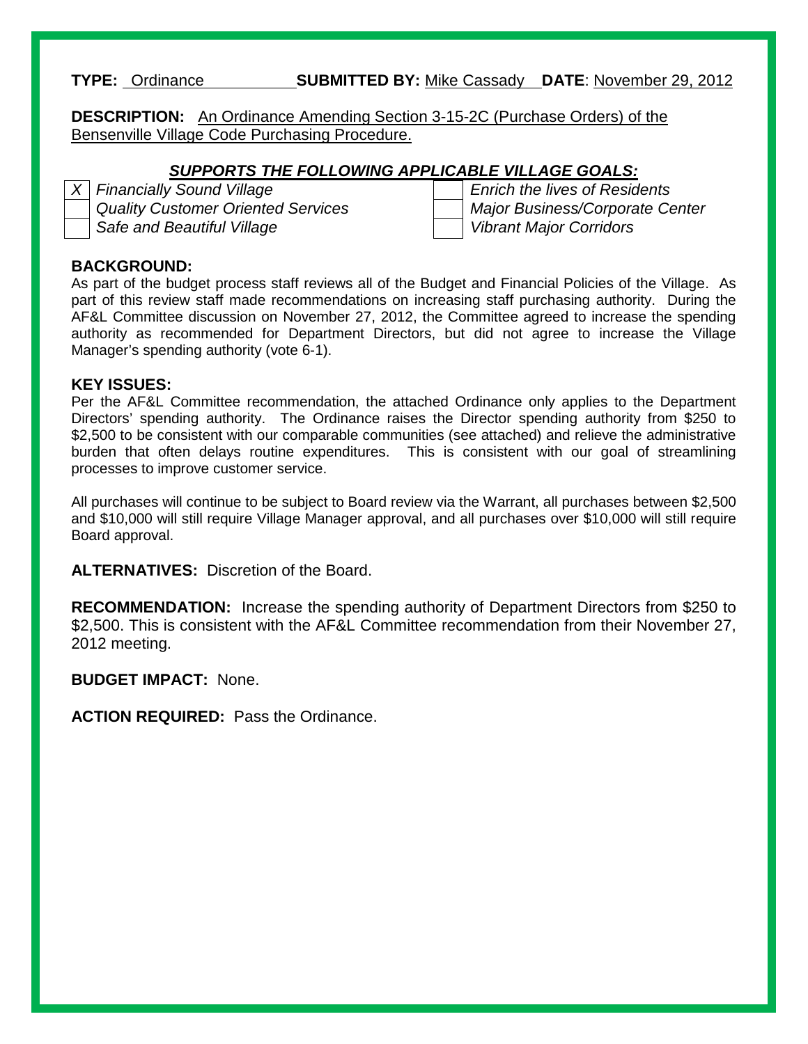**TYPE:** Ordinance **SUBMITTED BY:** Mike Cassady **DATE**: November 29, 2012

**DESCRIPTION:** An Ordinance Amending Section 3-15-2C (Purchase Orders) of the Bensenville Village Code Purchasing Procedure.

***SUPPORTS THE FOLLOWING APPLICABLE VILLAGE GOALS:***

| | | | |
|---|---|---|---|
| X | *Financially Sound Village* | | *Enrich the lives of Residents* |
| | *Quality Customer Oriented Services* | | *Major Business/Corporate Center* |
| | *Safe and Beautiful Village* | | *Vibrant Major Corridors* |

**BACKGROUND:**
As part of the budget process staff reviews all of the Budget and Financial Policies of the Village. As part of this review staff made recommendations on increasing staff purchasing authority. During the AF&L Committee discussion on November 27, 2012, the Committee agreed to increase the spending authority as recommended for Department Directors, but did not agree to increase the Village Manager's spending authority (vote 6-1).

**KEY ISSUES:**
Per the AF&L Committee recommendation, the attached Ordinance only applies to the Department Directors' spending authority. The Ordinance raises the Director spending authority from $250 to $2,500 to be consistent with our comparable communities (see attached) and relieve the administrative burden that often delays routine expenditures. This is consistent with our goal of streamlining processes to improve customer service.

All purchases will continue to be subject to Board review via the Warrant, all purchases between $2,500 and $10,000 will still require Village Manager approval, and all purchases over $10,000 will still require Board approval.

**ALTERNATIVES:** Discretion of the Board.

**RECOMMENDATION:** Increase the spending authority of Department Directors from $250 to $2,500. This is consistent with the AF&L Committee recommendation from their November 27, 2012 meeting.

**BUDGET IMPACT:** None.

**ACTION REQUIRED:** Pass the Ordinance.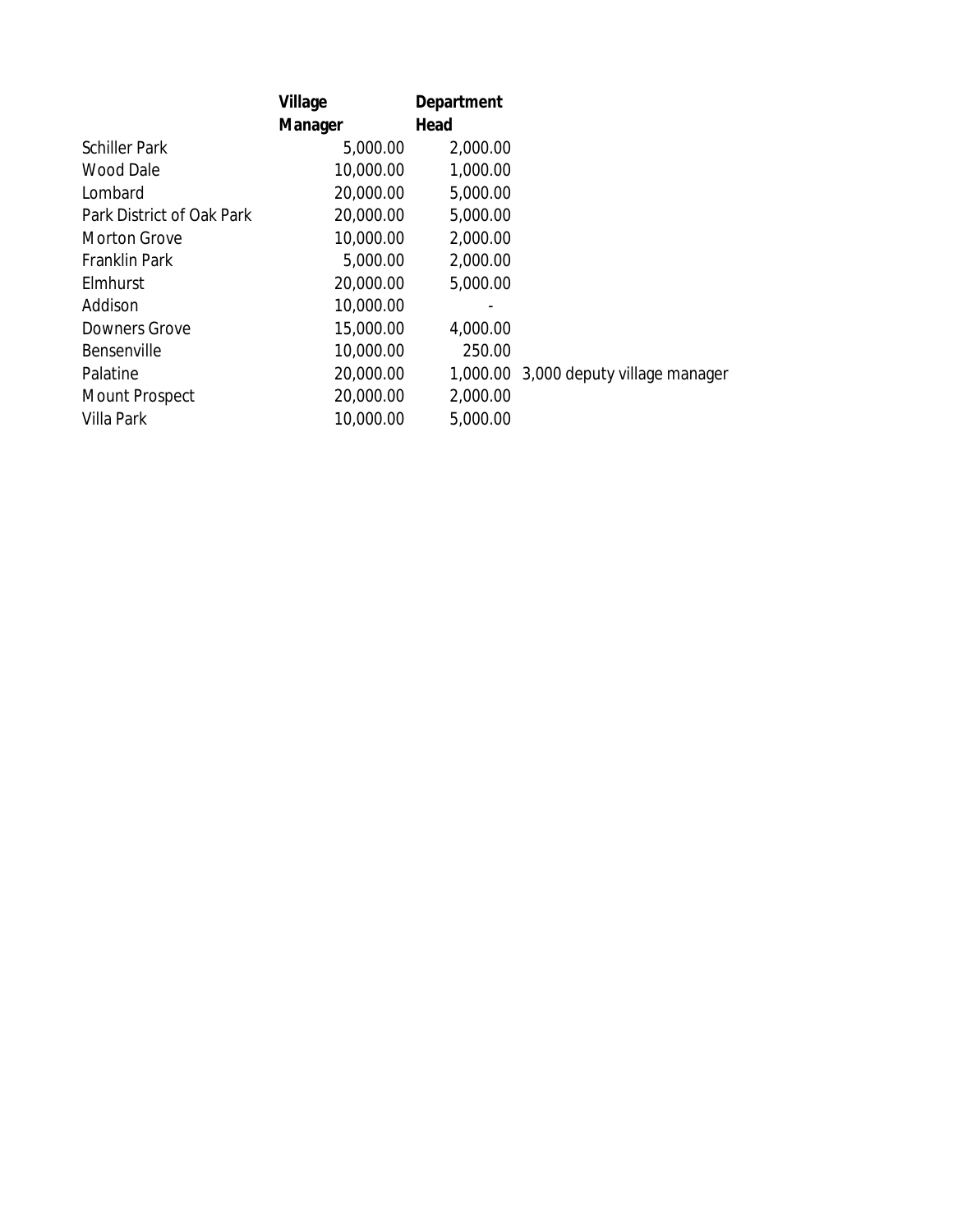| | Village Manager | Department Head | |
|---|---|---|---|
| Schiller Park | 5,000.00 | 2,000.00 | |
| Wood Dale | 10,000.00 | 1,000.00 | |
| Lombard | 20,000.00 | 5,000.00 | |
| Park District of Oak Park | 20,000.00 | 5,000.00 | |
| Morton Grove | 10,000.00 | 2,000.00 | |
| Franklin Park | 5,000.00 | 2,000.00 | |
| Elmhurst | 20,000.00 | 5,000.00 | |
| Addison | 10,000.00 | - | |
| Downers Grove | 15,000.00 | 4,000.00 | |
| Bensenville | 10,000.00 | 250.00 | |
| Palatine | 20,000.00 | 1,000.00 | 3,000 deputy village manager |
| Mount Prospect | 20,000.00 | 2,000.00 | |
| Villa Park | 10,000.00 | 5,000.00 | |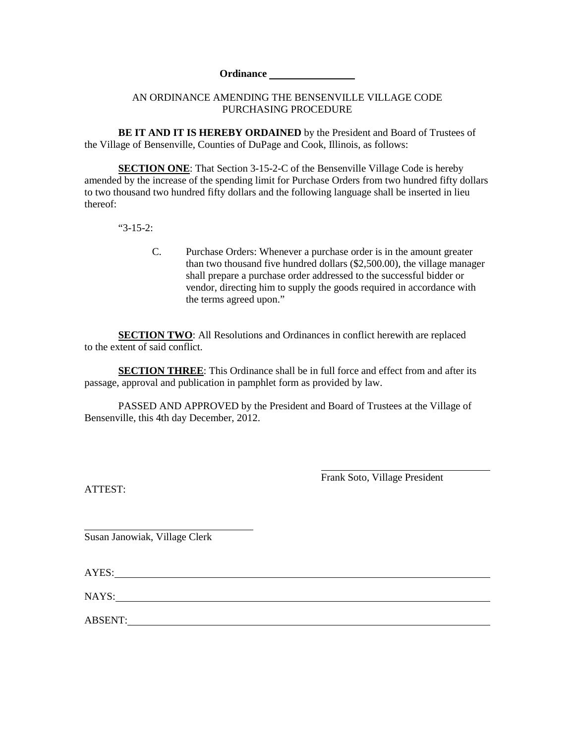**Ordinance \_\_\_\_\_\_\_\_\_\_\_\_\_\_\_\_**

AN ORDINANCE AMENDING THE BENSENVILLE VILLAGE CODE
PURCHASING PROCEDURE

**BE IT AND IT IS HEREBY ORDAINED** by the President and Board of Trustees of the Village of Bensenville, Counties of DuPage and Cook, Illinois, as follows:

**SECTION ONE**: That Section 3-15-2-C of the Bensenville Village Code is hereby amended by the increase of the spending limit for Purchase Orders from two hundred fifty dollars to two thousand two hundred fifty dollars and the following language shall be inserted in lieu thereof:

"3-15-2:

> C. Purchase Orders: Whenever a purchase order is in the amount greater than two thousand five hundred dollars ($2,500.00), the village manager shall prepare a purchase order addressed to the successful bidder or vendor, directing him to supply the goods required in accordance with the terms agreed upon."

**SECTION TWO**: All Resolutions and Ordinances in conflict herewith are replaced to the extent of said conflict.

**SECTION THREE**: This Ordinance shall be in full force and effect from and after its passage, approval and publication in pamphlet form as provided by law.

PASSED AND APPROVED by the President and Board of Trustees at the Village of Bensenville, this 4th day December, 2012.

\_\_\_\_\_\_\_\_\_\_\_\_\_\_\_\_\_\_\_\_\_\_\_\_\_\_\_\_\_\_\_\_
Frank Soto, Village President

ATTEST:

\_\_\_\_\_\_\_\_\_\_\_\_\_\_\_\_\_\_\_\_\_\_\_\_\_\_\_\_\_\_\_\_
Susan Janowiak, Village Clerk

AYES: \_\_\_\_\_\_\_\_\_\_\_\_\_\_\_\_\_\_\_\_\_\_\_\_\_\_\_\_\_\_\_\_\_\_\_\_\_\_\_\_\_\_\_\_\_\_\_\_\_\_\_\_\_\_\_\_\_\_\_\_

NAYS: \_\_\_\_\_\_\_\_\_\_\_\_\_\_\_\_\_\_\_\_\_\_\_\_\_\_\_\_\_\_\_\_\_\_\_\_\_\_\_\_\_\_\_\_\_\_\_\_\_\_\_\_\_\_\_\_\_\_\_\_

ABSENT: \_\_\_\_\_\_\_\_\_\_\_\_\_\_\_\_\_\_\_\_\_\_\_\_\_\_\_\_\_\_\_\_\_\_\_\_\_\_\_\_\_\_\_\_\_\_\_\_\_\_\_\_\_\_\_\_\_\_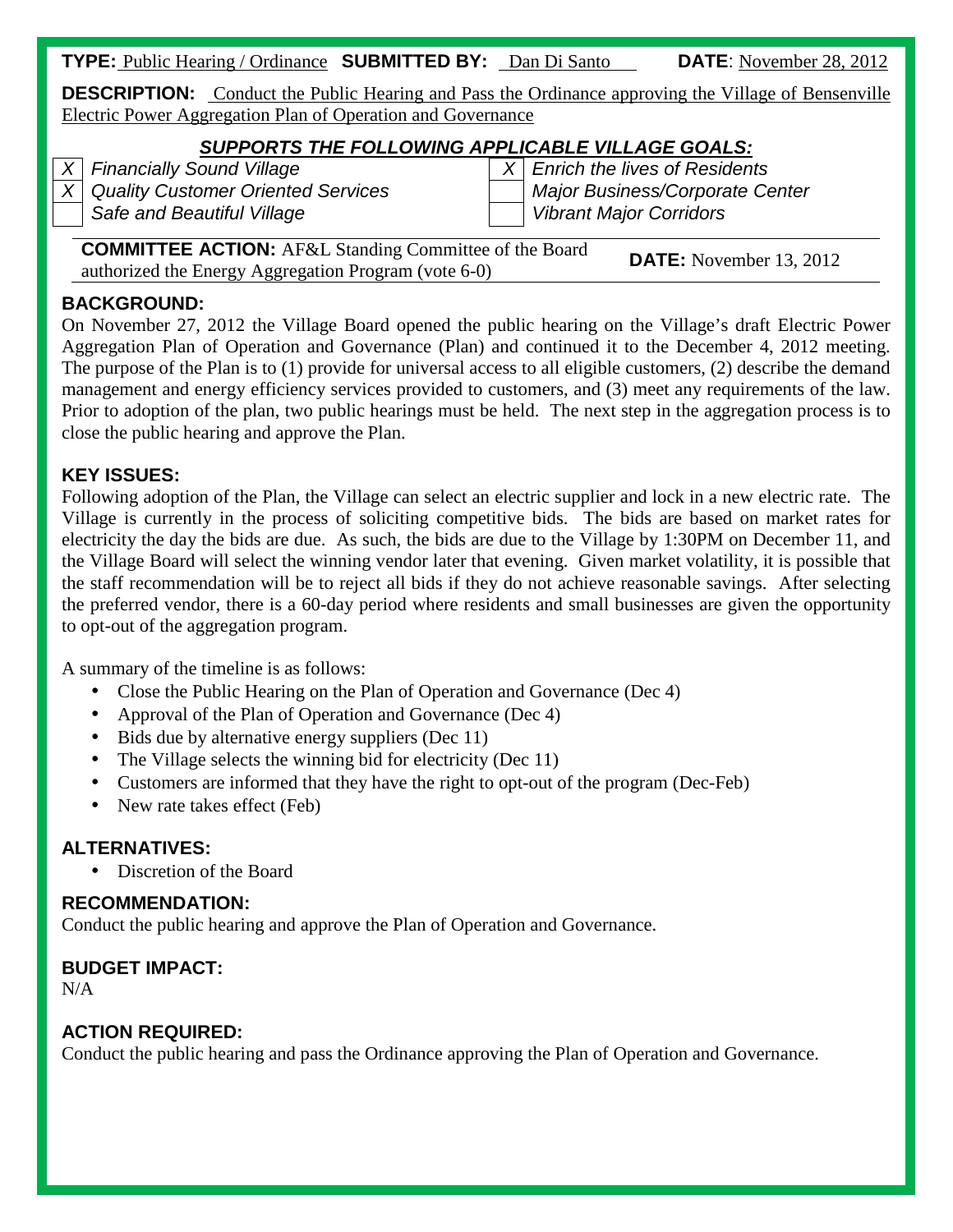**TYPE:** Public Hearing / Ordinance **SUBMITTED BY:** Dan Di Santo **DATE**: November 28, 2012

**DESCRIPTION:** Conduct the Public Hearing and Pass the Ordinance approving the Village of Bensenville Electric Power Aggregation Plan of Operation and Governance

***SUPPORTS THE FOLLOWING APPLICABLE VILLAGE GOALS:***

| | | | |
|---|---|---|---|
| X | *Financially Sound Village* | X | *Enrich the lives of Residents* |
| X | *Quality Customer Oriented Services* | | *Major Business/Corporate Center* |
| | *Safe and Beautiful Village* | | *Vibrant Major Corridors* |

**COMMITTEE ACTION:** AF&L Standing Committee of the Board authorized the Energy Aggregation Program (vote 6-0) **DATE:** November 13, 2012

### BACKGROUND:

On November 27, 2012 the Village Board opened the public hearing on the Village's draft Electric Power Aggregation Plan of Operation and Governance (Plan) and continued it to the December 4, 2012 meeting. The purpose of the Plan is to (1) provide for universal access to all eligible customers, (2) describe the demand management and energy efficiency services provided to customers, and (3) meet any requirements of the law. Prior to adoption of the plan, two public hearings must be held. The next step in the aggregation process is to close the public hearing and approve the Plan.

### KEY ISSUES:

Following adoption of the Plan, the Village can select an electric supplier and lock in a new electric rate. The Village is currently in the process of soliciting competitive bids. The bids are based on market rates for electricity the day the bids are due. As such, the bids are due to the Village by 1:30PM on December 11, and the Village Board will select the winning vendor later that evening. Given market volatility, it is possible that the staff recommendation will be to reject all bids if they do not achieve reasonable savings. After selecting the preferred vendor, there is a 60-day period where residents and small businesses are given the opportunity to opt-out of the aggregation program.

A summary of the timeline is as follows:

- Close the Public Hearing on the Plan of Operation and Governance (Dec 4)
- Approval of the Plan of Operation and Governance (Dec 4)
- Bids due by alternative energy suppliers (Dec 11)
- The Village selects the winning bid for electricity (Dec 11)
- Customers are informed that they have the right to opt-out of the program (Dec-Feb)
- New rate takes effect (Feb)

### ALTERNATIVES:

- Discretion of the Board

### RECOMMENDATION:

Conduct the public hearing and approve the Plan of Operation and Governance.

### BUDGET IMPACT:

N/A

### ACTION REQUIRED:

Conduct the public hearing and pass the Ordinance approving the Plan of Operation and Governance.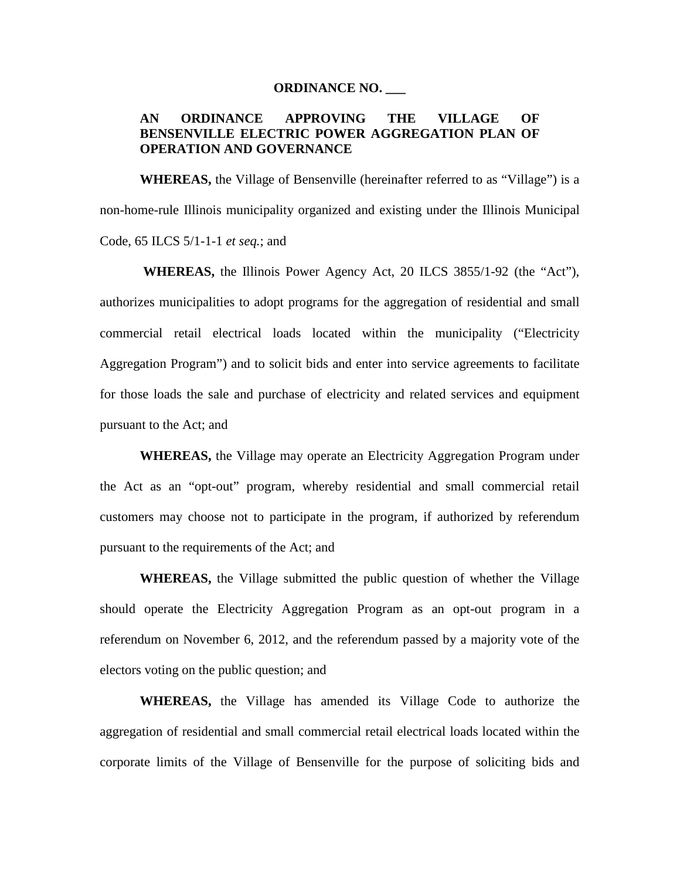**ORDINANCE NO. ___**

**AN ORDINANCE APPROVING THE VILLAGE OF BENSENVILLE ELECTRIC POWER AGGREGATION PLAN OF OPERATION AND GOVERNANCE**

**WHEREAS,** the Village of Bensenville (hereinafter referred to as "Village") is a non-home-rule Illinois municipality organized and existing under the Illinois Municipal Code, 65 ILCS 5/1-1-1 *et seq.*; and

**WHEREAS,** the Illinois Power Agency Act, 20 ILCS 3855/1-92 (the "Act"), authorizes municipalities to adopt programs for the aggregation of residential and small commercial retail electrical loads located within the municipality ("Electricity Aggregation Program") and to solicit bids and enter into service agreements to facilitate for those loads the sale and purchase of electricity and related services and equipment pursuant to the Act; and

**WHEREAS,** the Village may operate an Electricity Aggregation Program under the Act as an "opt-out" program, whereby residential and small commercial retail customers may choose not to participate in the program, if authorized by referendum pursuant to the requirements of the Act; and

**WHEREAS,** the Village submitted the public question of whether the Village should operate the Electricity Aggregation Program as an opt-out program in a referendum on November 6, 2012, and the referendum passed by a majority vote of the electors voting on the public question; and

**WHEREAS,** the Village has amended its Village Code to authorize the aggregation of residential and small commercial retail electrical loads located within the corporate limits of the Village of Bensenville for the purpose of soliciting bids and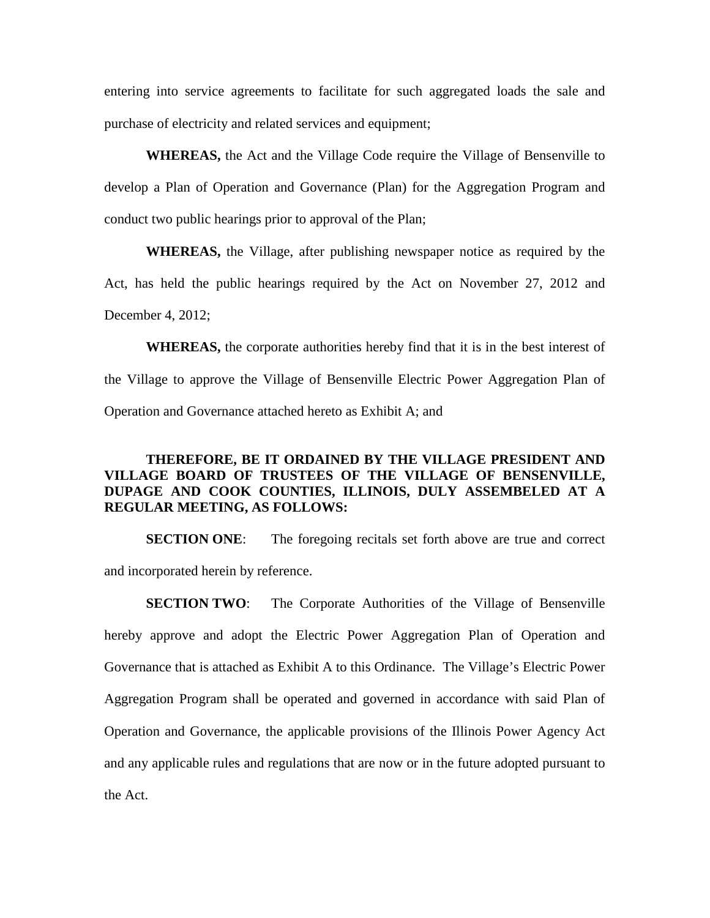entering into service agreements to facilitate for such aggregated loads the sale and purchase of electricity and related services and equipment;

**WHEREAS,** the Act and the Village Code require the Village of Bensenville to develop a Plan of Operation and Governance (Plan) for the Aggregation Program and conduct two public hearings prior to approval of the Plan;

**WHEREAS,** the Village, after publishing newspaper notice as required by the Act, has held the public hearings required by the Act on November 27, 2012 and December 4, 2012;

**WHEREAS,** the corporate authorities hereby find that it is in the best interest of the Village to approve the Village of Bensenville Electric Power Aggregation Plan of Operation and Governance attached hereto as Exhibit A; and

**THEREFORE, BE IT ORDAINED BY THE VILLAGE PRESIDENT AND VILLAGE BOARD OF TRUSTEES OF THE VILLAGE OF BENSENVILLE, DUPAGE AND COOK COUNTIES, ILLINOIS, DULY ASSEMBELED AT A REGULAR MEETING, AS FOLLOWS:**

**SECTION ONE**: The foregoing recitals set forth above are true and correct and incorporated herein by reference.

**SECTION TWO**: The Corporate Authorities of the Village of Bensenville hereby approve and adopt the Electric Power Aggregation Plan of Operation and Governance that is attached as Exhibit A to this Ordinance. The Village's Electric Power Aggregation Program shall be operated and governed in accordance with said Plan of Operation and Governance, the applicable provisions of the Illinois Power Agency Act and any applicable rules and regulations that are now or in the future adopted pursuant to the Act.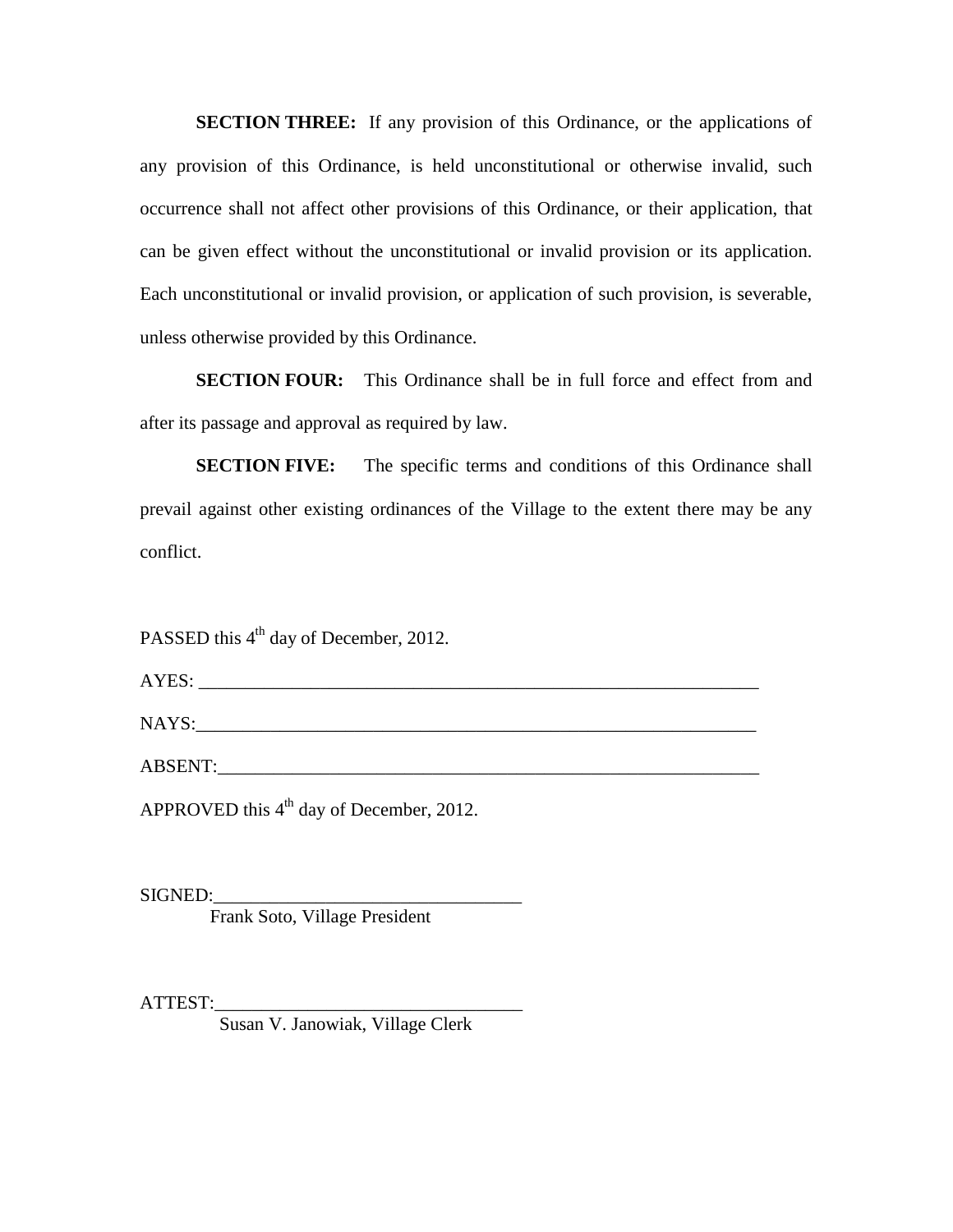**SECTION THREE:** If any provision of this Ordinance, or the applications of any provision of this Ordinance, is held unconstitutional or otherwise invalid, such occurrence shall not affect other provisions of this Ordinance, or their application, that can be given effect without the unconstitutional or invalid provision or its application. Each unconstitutional or invalid provision, or application of such provision, is severable, unless otherwise provided by this Ordinance.

**SECTION FOUR:** This Ordinance shall be in full force and effect from and after its passage and approval as required by law.

**SECTION FIVE:** The specific terms and conditions of this Ordinance shall prevail against other existing ordinances of the Village to the extent there may be any conflict.

PASSED this 4th day of December, 2012.

AYES: ______________________________________________________________

NAYS:______________________________________________________________

ABSENT:____________________________________________________________

APPROVED this 4th day of December, 2012.

SIGNED:________________________________
Frank Soto, Village President

ATTEST:________________________________
Susan V. Janowiak, Village Clerk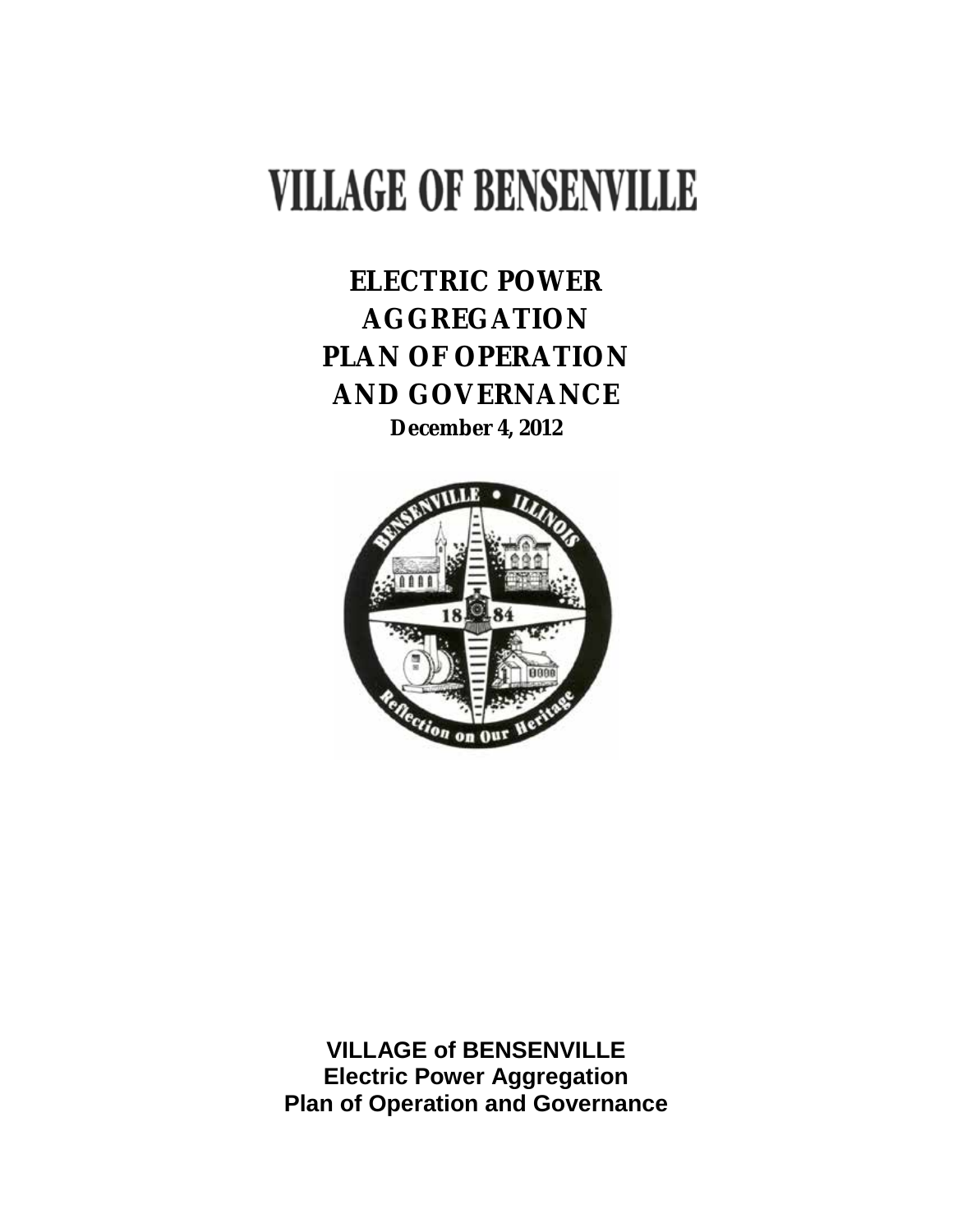# VILLAGE OF BENSENVILLE

## ELECTRIC POWER AGGREGATION PLAN OF OPERATION AND GOVERNANCE

**December 4, 2012**

**VILLAGE of BENSENVILLE**
**Electric Power Aggregation**
**Plan of Operation and Governance**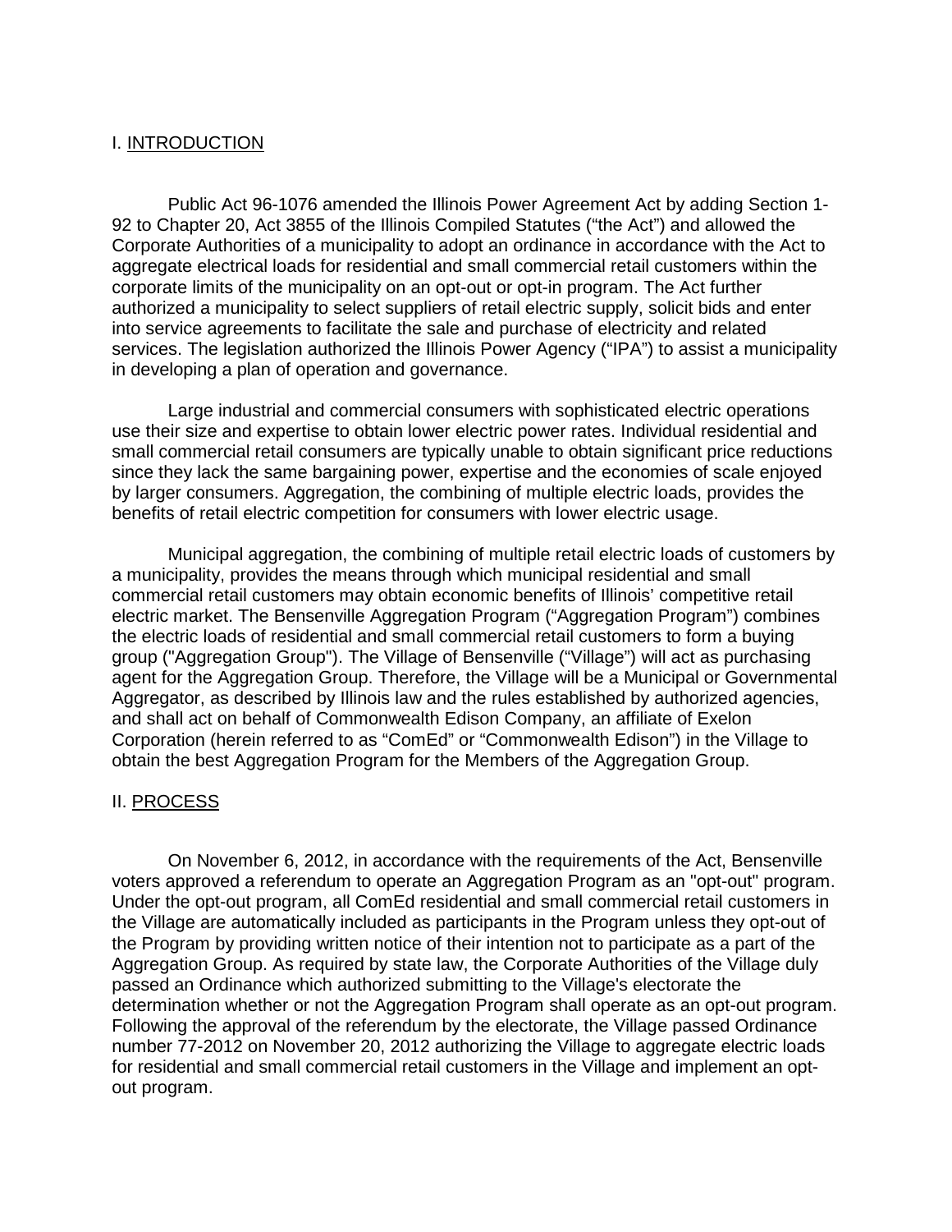## I. <u>INTRODUCTION</u>

Public Act 96-1076 amended the Illinois Power Agreement Act by adding Section 1-92 to Chapter 20, Act 3855 of the Illinois Compiled Statutes ("the Act") and allowed the Corporate Authorities of a municipality to adopt an ordinance in accordance with the Act to aggregate electrical loads for residential and small commercial retail customers within the corporate limits of the municipality on an opt-out or opt-in program. The Act further authorized a municipality to select suppliers of retail electric supply, solicit bids and enter into service agreements to facilitate the sale and purchase of electricity and related services. The legislation authorized the Illinois Power Agency ("IPA") to assist a municipality in developing a plan of operation and governance.

Large industrial and commercial consumers with sophisticated electric operations use their size and expertise to obtain lower electric power rates. Individual residential and small commercial retail consumers are typically unable to obtain significant price reductions since they lack the same bargaining power, expertise and the economies of scale enjoyed by larger consumers. Aggregation, the combining of multiple electric loads, provides the benefits of retail electric competition for consumers with lower electric usage.

Municipal aggregation, the combining of multiple retail electric loads of customers by a municipality, provides the means through which municipal residential and small commercial retail customers may obtain economic benefits of Illinois' competitive retail electric market. The Bensenville Aggregation Program ("Aggregation Program") combines the electric loads of residential and small commercial retail customers to form a buying group ("Aggregation Group"). The Village of Bensenville ("Village") will act as purchasing agent for the Aggregation Group. Therefore, the Village will be a Municipal or Governmental Aggregator, as described by Illinois law and the rules established by authorized agencies, and shall act on behalf of Commonwealth Edison Company, an affiliate of Exelon Corporation (herein referred to as "ComEd" or "Commonwealth Edison") in the Village to obtain the best Aggregation Program for the Members of the Aggregation Group.

## II. <u>PROCESS</u>

On November 6, 2012, in accordance with the requirements of the Act, Bensenville voters approved a referendum to operate an Aggregation Program as an "opt-out" program. Under the opt-out program, all ComEd residential and small commercial retail customers in the Village are automatically included as participants in the Program unless they opt-out of the Program by providing written notice of their intention not to participate as a part of the Aggregation Group. As required by state law, the Corporate Authorities of the Village duly passed an Ordinance which authorized submitting to the Village's electorate the determination whether or not the Aggregation Program shall operate as an opt-out program. Following the approval of the referendum by the electorate, the Village passed Ordinance number 77-2012 on November 20, 2012 authorizing the Village to aggregate electric loads for residential and small commercial retail customers in the Village and implement an opt-out program.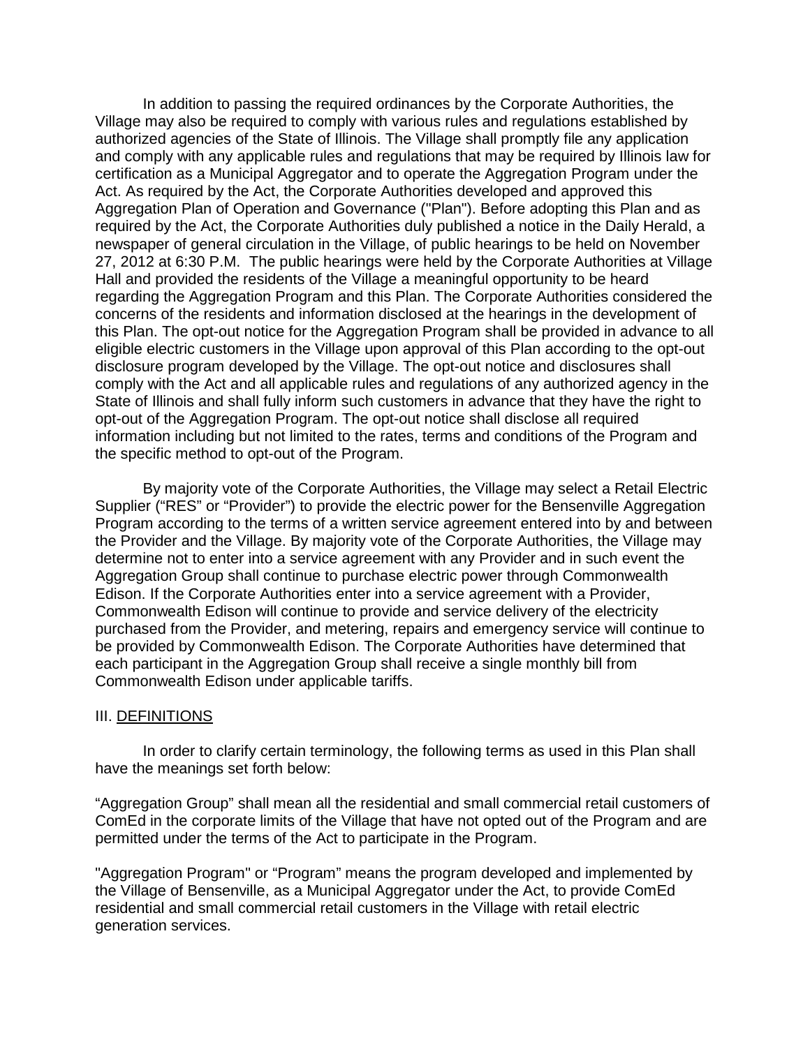In addition to passing the required ordinances by the Corporate Authorities, the Village may also be required to comply with various rules and regulations established by authorized agencies of the State of Illinois. The Village shall promptly file any application and comply with any applicable rules and regulations that may be required by Illinois law for certification as a Municipal Aggregator and to operate the Aggregation Program under the Act. As required by the Act, the Corporate Authorities developed and approved this Aggregation Plan of Operation and Governance ("Plan"). Before adopting this Plan and as required by the Act, the Corporate Authorities duly published a notice in the Daily Herald, a newspaper of general circulation in the Village, of public hearings to be held on November 27, 2012 at 6:30 P.M. The public hearings were held by the Corporate Authorities at Village Hall and provided the residents of the Village a meaningful opportunity to be heard regarding the Aggregation Program and this Plan. The Corporate Authorities considered the concerns of the residents and information disclosed at the hearings in the development of this Plan. The opt-out notice for the Aggregation Program shall be provided in advance to all eligible electric customers in the Village upon approval of this Plan according to the opt-out disclosure program developed by the Village. The opt-out notice and disclosures shall comply with the Act and all applicable rules and regulations of any authorized agency in the State of Illinois and shall fully inform such customers in advance that they have the right to opt-out of the Aggregation Program. The opt-out notice shall disclose all required information including but not limited to the rates, terms and conditions of the Program and the specific method to opt-out of the Program.

By majority vote of the Corporate Authorities, the Village may select a Retail Electric Supplier ("RES" or "Provider") to provide the electric power for the Bensenville Aggregation Program according to the terms of a written service agreement entered into by and between the Provider and the Village. By majority vote of the Corporate Authorities, the Village may determine not to enter into a service agreement with any Provider and in such event the Aggregation Group shall continue to purchase electric power through Commonwealth Edison. If the Corporate Authorities enter into a service agreement with a Provider, Commonwealth Edison will continue to provide and service delivery of the electricity purchased from the Provider, and metering, repairs and emergency service will continue to be provided by Commonwealth Edison. The Corporate Authorities have determined that each participant in the Aggregation Group shall receive a single monthly bill from Commonwealth Edison under applicable tariffs.

## III. DEFINITIONS

In order to clarify certain terminology, the following terms as used in this Plan shall have the meanings set forth below:

"Aggregation Group" shall mean all the residential and small commercial retail customers of ComEd in the corporate limits of the Village that have not opted out of the Program and are permitted under the terms of the Act to participate in the Program.

"Aggregation Program" or "Program" means the program developed and implemented by the Village of Bensenville, as a Municipal Aggregator under the Act, to provide ComEd residential and small commercial retail customers in the Village with retail electric generation services.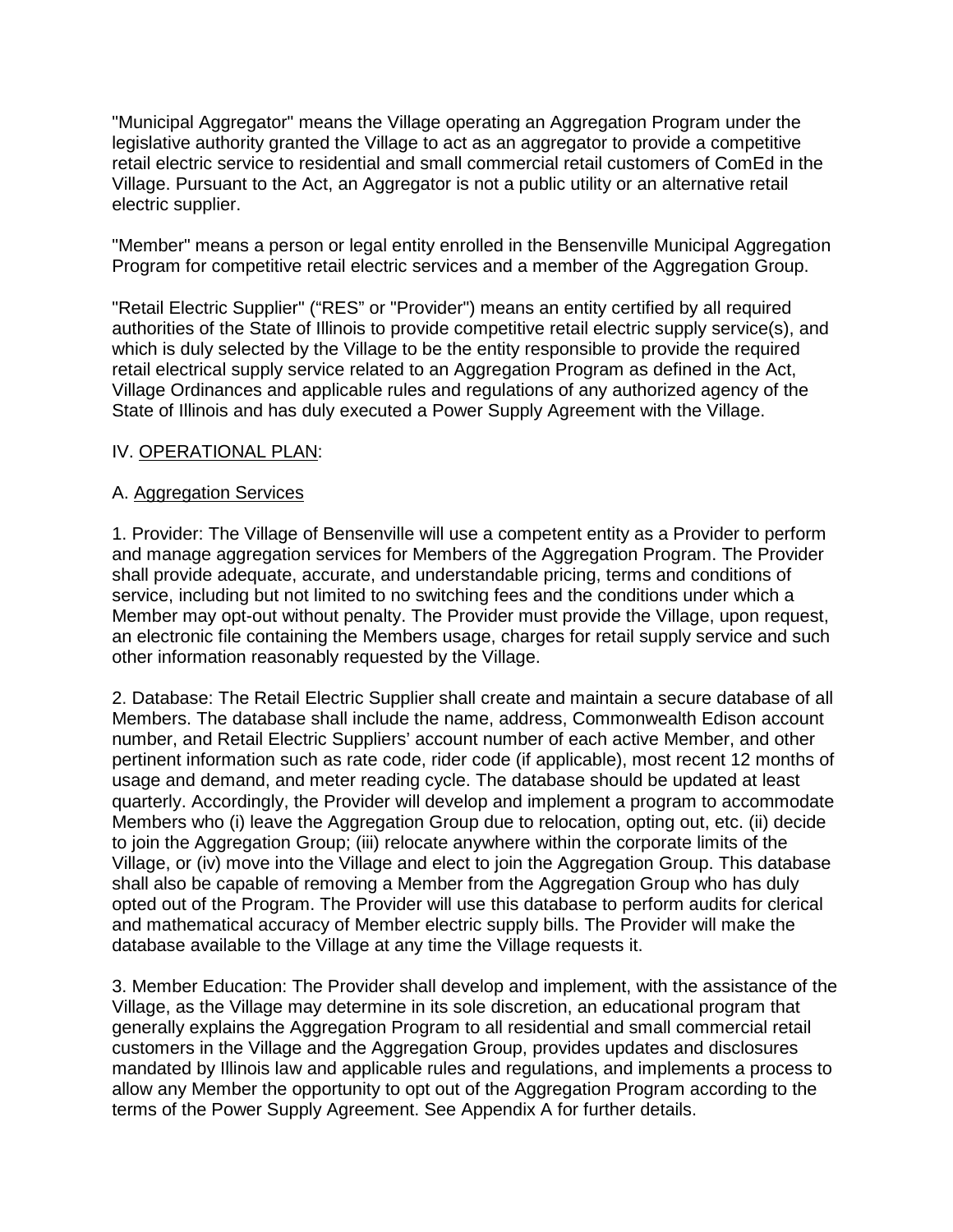"Municipal Aggregator" means the Village operating an Aggregation Program under the legislative authority granted the Village to act as an aggregator to provide a competitive retail electric service to residential and small commercial retail customers of ComEd in the Village. Pursuant to the Act, an Aggregator is not a public utility or an alternative retail electric supplier.

"Member" means a person or legal entity enrolled in the Bensenville Municipal Aggregation Program for competitive retail electric services and a member of the Aggregation Group.

"Retail Electric Supplier" ("RES" or "Provider") means an entity certified by all required authorities of the State of Illinois to provide competitive retail electric supply service(s), and which is duly selected by the Village to be the entity responsible to provide the required retail electrical supply service related to an Aggregation Program as defined in the Act, Village Ordinances and applicable rules and regulations of any authorized agency of the State of Illinois and has duly executed a Power Supply Agreement with the Village.

## IV. <u>OPERATIONAL PLAN</u>:

### A. <u>Aggregation Services</u>

1. Provider: The Village of Bensenville will use a competent entity as a Provider to perform and manage aggregation services for Members of the Aggregation Program. The Provider shall provide adequate, accurate, and understandable pricing, terms and conditions of service, including but not limited to no switching fees and the conditions under which a Member may opt-out without penalty. The Provider must provide the Village, upon request, an electronic file containing the Members usage, charges for retail supply service and such other information reasonably requested by the Village.

2. Database: The Retail Electric Supplier shall create and maintain a secure database of all Members. The database shall include the name, address, Commonwealth Edison account number, and Retail Electric Suppliers' account number of each active Member, and other pertinent information such as rate code, rider code (if applicable), most recent 12 months of usage and demand, and meter reading cycle. The database should be updated at least quarterly. Accordingly, the Provider will develop and implement a program to accommodate Members who (i) leave the Aggregation Group due to relocation, opting out, etc. (ii) decide to join the Aggregation Group; (iii) relocate anywhere within the corporate limits of the Village, or (iv) move into the Village and elect to join the Aggregation Group. This database shall also be capable of removing a Member from the Aggregation Group who has duly opted out of the Program. The Provider will use this database to perform audits for clerical and mathematical accuracy of Member electric supply bills. The Provider will make the database available to the Village at any time the Village requests it.

3. Member Education: The Provider shall develop and implement, with the assistance of the Village, as the Village may determine in its sole discretion, an educational program that generally explains the Aggregation Program to all residential and small commercial retail customers in the Village and the Aggregation Group, provides updates and disclosures mandated by Illinois law and applicable rules and regulations, and implements a process to allow any Member the opportunity to opt out of the Aggregation Program according to the terms of the Power Supply Agreement. See Appendix A for further details.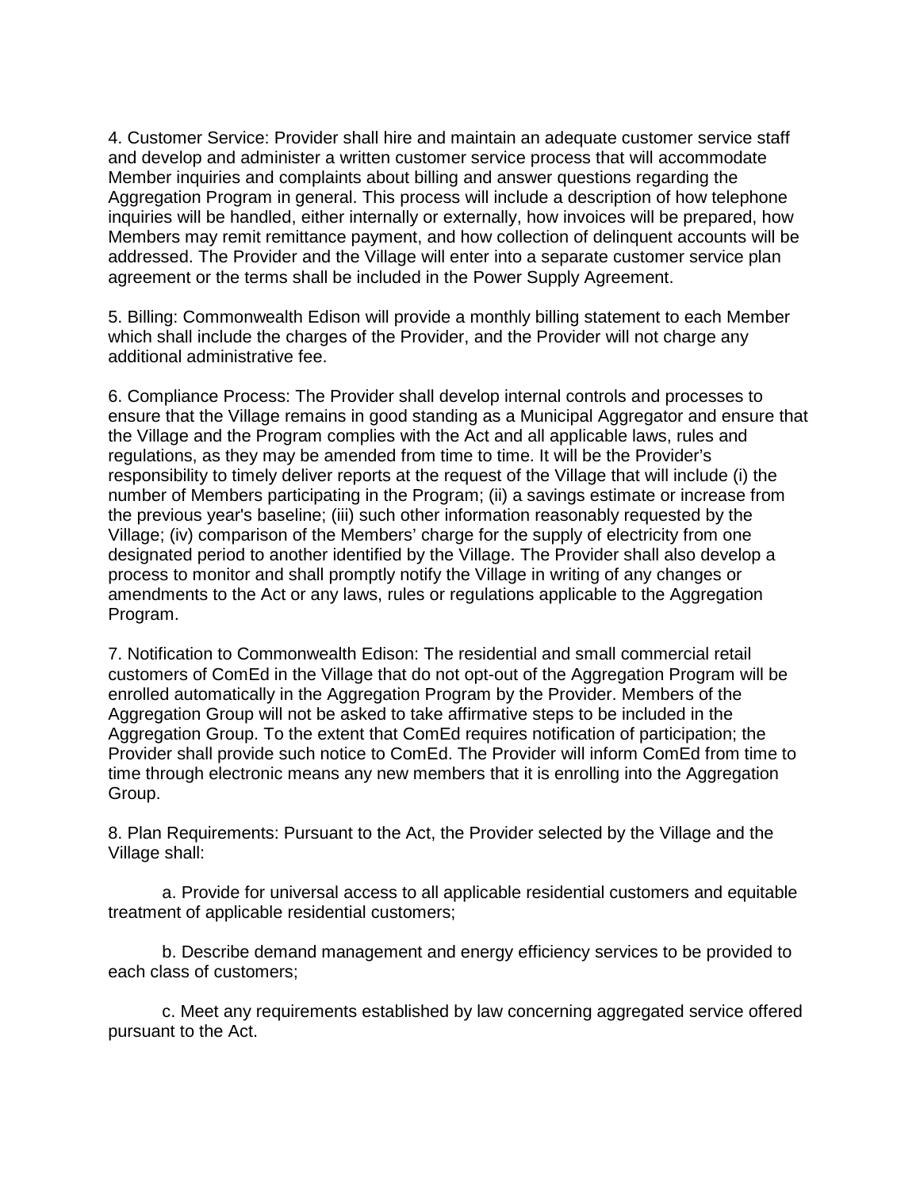4. Customer Service: Provider shall hire and maintain an adequate customer service staff and develop and administer a written customer service process that will accommodate Member inquiries and complaints about billing and answer questions regarding the Aggregation Program in general. This process will include a description of how telephone inquiries will be handled, either internally or externally, how invoices will be prepared, how Members may remit remittance payment, and how collection of delinquent accounts will be addressed. The Provider and the Village will enter into a separate customer service plan agreement or the terms shall be included in the Power Supply Agreement.

5. Billing: Commonwealth Edison will provide a monthly billing statement to each Member which shall include the charges of the Provider, and the Provider will not charge any additional administrative fee.

6. Compliance Process: The Provider shall develop internal controls and processes to ensure that the Village remains in good standing as a Municipal Aggregator and ensure that the Village and the Program complies with the Act and all applicable laws, rules and regulations, as they may be amended from time to time. It will be the Provider's responsibility to timely deliver reports at the request of the Village that will include (i) the number of Members participating in the Program; (ii) a savings estimate or increase from the previous year's baseline; (iii) such other information reasonably requested by the Village; (iv) comparison of the Members' charge for the supply of electricity from one designated period to another identified by the Village. The Provider shall also develop a process to monitor and shall promptly notify the Village in writing of any changes or amendments to the Act or any laws, rules or regulations applicable to the Aggregation Program.

7. Notification to Commonwealth Edison: The residential and small commercial retail customers of ComEd in the Village that do not opt-out of the Aggregation Program will be enrolled automatically in the Aggregation Program by the Provider. Members of the Aggregation Group will not be asked to take affirmative steps to be included in the Aggregation Group. To the extent that ComEd requires notification of participation; the Provider shall provide such notice to ComEd. The Provider will inform ComEd from time to time through electronic means any new members that it is enrolling into the Aggregation Group.

8. Plan Requirements: Pursuant to the Act, the Provider selected by the Village and the Village shall:

a. Provide for universal access to all applicable residential customers and equitable treatment of applicable residential customers;

b. Describe demand management and energy efficiency services to be provided to each class of customers;

c. Meet any requirements established by law concerning aggregated service offered pursuant to the Act.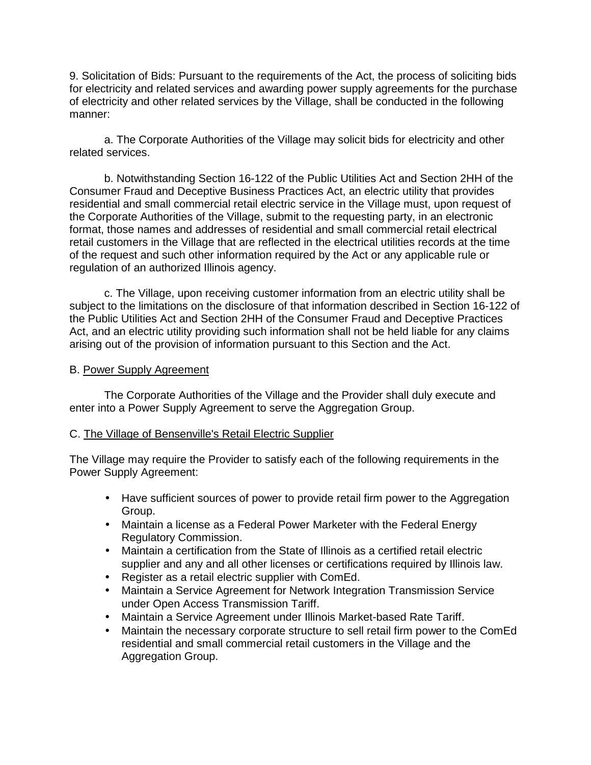9. Solicitation of Bids: Pursuant to the requirements of the Act, the process of soliciting bids for electricity and related services and awarding power supply agreements for the purchase of electricity and other related services by the Village, shall be conducted in the following manner:

a. The Corporate Authorities of the Village may solicit bids for electricity and other related services.

b. Notwithstanding Section 16-122 of the Public Utilities Act and Section 2HH of the Consumer Fraud and Deceptive Business Practices Act, an electric utility that provides residential and small commercial retail electric service in the Village must, upon request of the Corporate Authorities of the Village, submit to the requesting party, in an electronic format, those names and addresses of residential and small commercial retail electrical retail customers in the Village that are reflected in the electrical utilities records at the time of the request and such other information required by the Act or any applicable rule or regulation of an authorized Illinois agency.

c. The Village, upon receiving customer information from an electric utility shall be subject to the limitations on the disclosure of that information described in Section 16-122 of the Public Utilities Act and Section 2HH of the Consumer Fraud and Deceptive Practices Act, and an electric utility providing such information shall not be held liable for any claims arising out of the provision of information pursuant to this Section and the Act.

B. Power Supply Agreement

The Corporate Authorities of the Village and the Provider shall duly execute and enter into a Power Supply Agreement to serve the Aggregation Group.

C. The Village of Bensenville's Retail Electric Supplier

The Village may require the Provider to satisfy each of the following requirements in the Power Supply Agreement:

- Have sufficient sources of power to provide retail firm power to the Aggregation Group.
- Maintain a license as a Federal Power Marketer with the Federal Energy Regulatory Commission.
- Maintain a certification from the State of Illinois as a certified retail electric supplier and any and all other licenses or certifications required by Illinois law.
- Register as a retail electric supplier with ComEd.
- Maintain a Service Agreement for Network Integration Transmission Service under Open Access Transmission Tariff.
- Maintain a Service Agreement under Illinois Market-based Rate Tariff.
- Maintain the necessary corporate structure to sell retail firm power to the ComEd residential and small commercial retail customers in the Village and the Aggregation Group.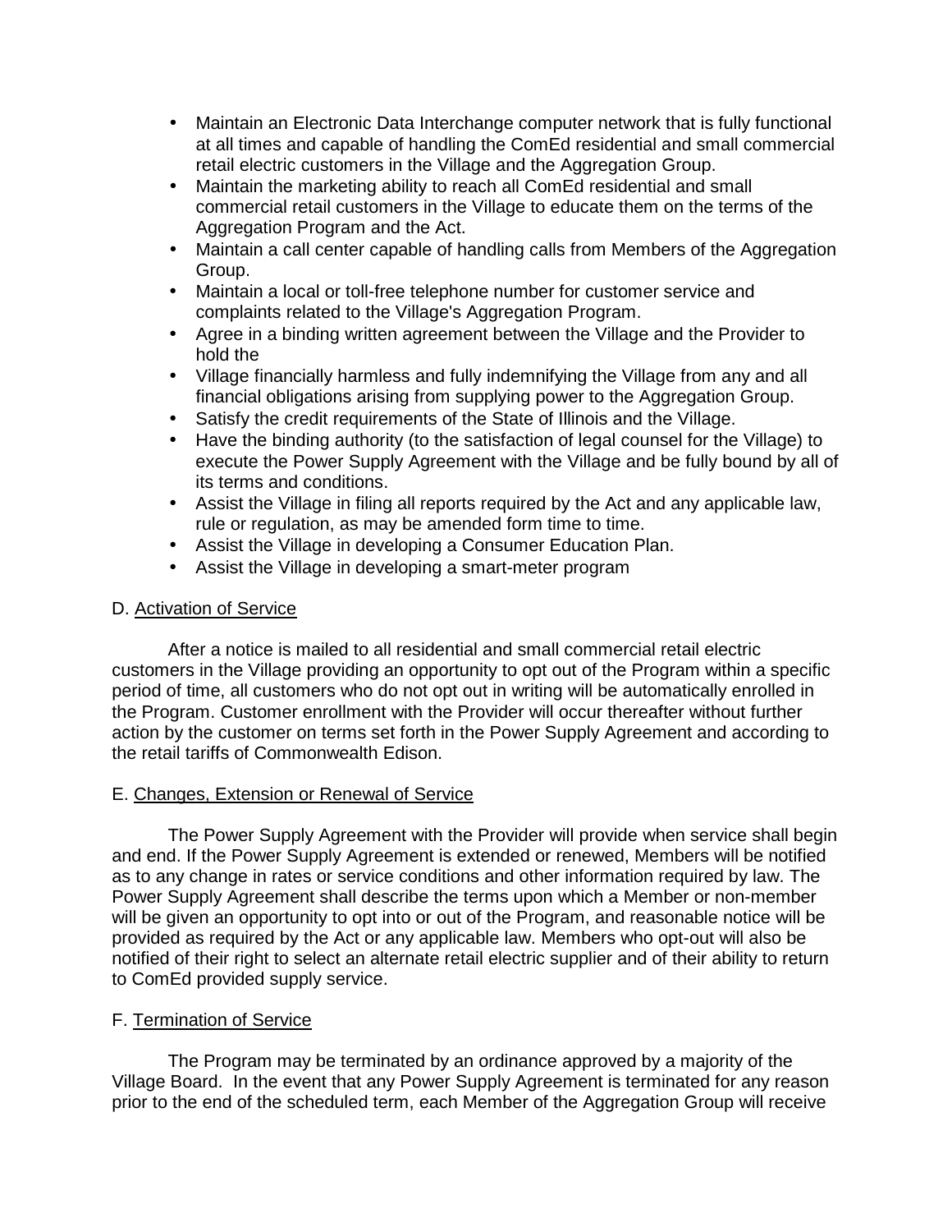- Maintain an Electronic Data Interchange computer network that is fully functional at all times and capable of handling the ComEd residential and small commercial retail electric customers in the Village and the Aggregation Group.
- Maintain the marketing ability to reach all ComEd residential and small commercial retail customers in the Village to educate them on the terms of the Aggregation Program and the Act.
- Maintain a call center capable of handling calls from Members of the Aggregation Group.
- Maintain a local or toll-free telephone number for customer service and complaints related to the Village's Aggregation Program.
- Agree in a binding written agreement between the Village and the Provider to hold the
- Village financially harmless and fully indemnifying the Village from any and all financial obligations arising from supplying power to the Aggregation Group.
- Satisfy the credit requirements of the State of Illinois and the Village.
- Have the binding authority (to the satisfaction of legal counsel for the Village) to execute the Power Supply Agreement with the Village and be fully bound by all of its terms and conditions.
- Assist the Village in filing all reports required by the Act and any applicable law, rule or regulation, as may be amended form time to time.
- Assist the Village in developing a Consumer Education Plan.
- Assist the Village in developing a smart-meter program

D. Activation of Service

After a notice is mailed to all residential and small commercial retail electric customers in the Village providing an opportunity to opt out of the Program within a specific period of time, all customers who do not opt out in writing will be automatically enrolled in the Program. Customer enrollment with the Provider will occur thereafter without further action by the customer on terms set forth in the Power Supply Agreement and according to the retail tariffs of Commonwealth Edison.

E. Changes, Extension or Renewal of Service

The Power Supply Agreement with the Provider will provide when service shall begin and end. If the Power Supply Agreement is extended or renewed, Members will be notified as to any change in rates or service conditions and other information required by law. The Power Supply Agreement shall describe the terms upon which a Member or non-member will be given an opportunity to opt into or out of the Program, and reasonable notice will be provided as required by the Act or any applicable law. Members who opt-out will also be notified of their right to select an alternate retail electric supplier and of their ability to return to ComEd provided supply service.

F. Termination of Service

The Program may be terminated by an ordinance approved by a majority of the Village Board. In the event that any Power Supply Agreement is terminated for any reason prior to the end of the scheduled term, each Member of the Aggregation Group will receive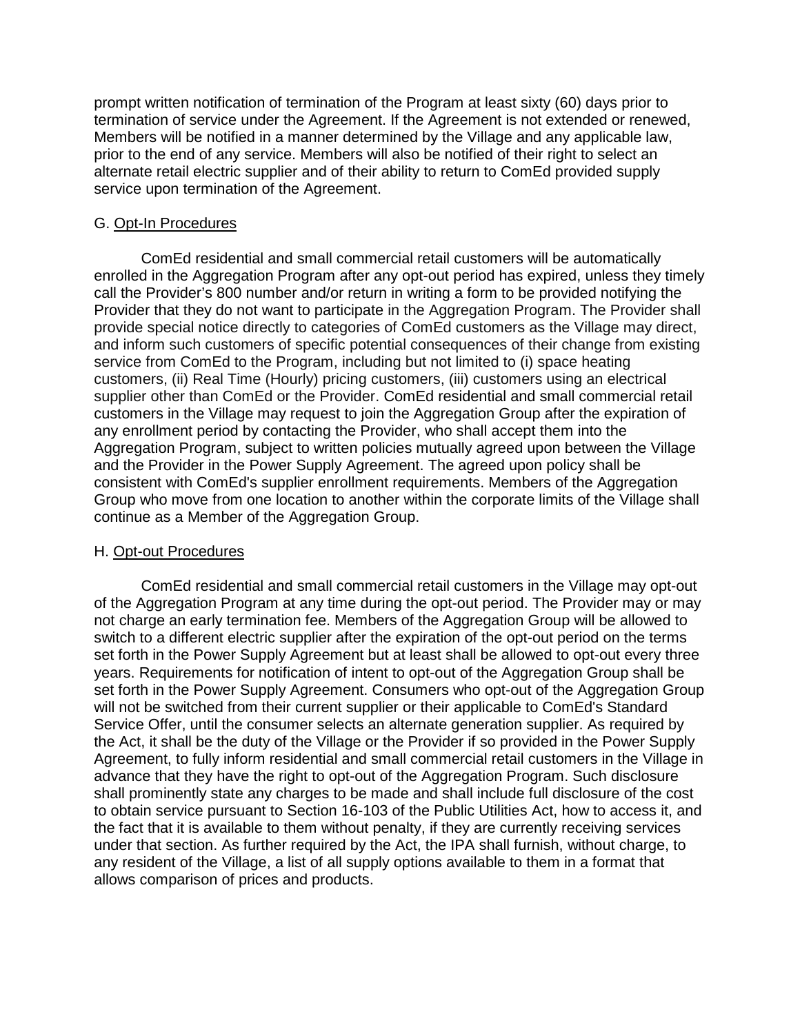prompt written notification of termination of the Program at least sixty (60) days prior to termination of service under the Agreement. If the Agreement is not extended or renewed, Members will be notified in a manner determined by the Village and any applicable law, prior to the end of any service. Members will also be notified of their right to select an alternate retail electric supplier and of their ability to return to ComEd provided supply service upon termination of the Agreement.

G. Opt-In Procedures

ComEd residential and small commercial retail customers will be automatically enrolled in the Aggregation Program after any opt-out period has expired, unless they timely call the Provider's 800 number and/or return in writing a form to be provided notifying the Provider that they do not want to participate in the Aggregation Program. The Provider shall provide special notice directly to categories of ComEd customers as the Village may direct, and inform such customers of specific potential consequences of their change from existing service from ComEd to the Program, including but not limited to (i) space heating customers, (ii) Real Time (Hourly) pricing customers, (iii) customers using an electrical supplier other than ComEd or the Provider. ComEd residential and small commercial retail customers in the Village may request to join the Aggregation Group after the expiration of any enrollment period by contacting the Provider, who shall accept them into the Aggregation Program, subject to written policies mutually agreed upon between the Village and the Provider in the Power Supply Agreement. The agreed upon policy shall be consistent with ComEd's supplier enrollment requirements. Members of the Aggregation Group who move from one location to another within the corporate limits of the Village shall continue as a Member of the Aggregation Group.

H. Opt-out Procedures

ComEd residential and small commercial retail customers in the Village may opt-out of the Aggregation Program at any time during the opt-out period. The Provider may or may not charge an early termination fee. Members of the Aggregation Group will be allowed to switch to a different electric supplier after the expiration of the opt-out period on the terms set forth in the Power Supply Agreement but at least shall be allowed to opt-out every three years. Requirements for notification of intent to opt-out of the Aggregation Group shall be set forth in the Power Supply Agreement. Consumers who opt-out of the Aggregation Group will not be switched from their current supplier or their applicable to ComEd's Standard Service Offer, until the consumer selects an alternate generation supplier. As required by the Act, it shall be the duty of the Village or the Provider if so provided in the Power Supply Agreement, to fully inform residential and small commercial retail customers in the Village in advance that they have the right to opt-out of the Aggregation Program. Such disclosure shall prominently state any charges to be made and shall include full disclosure of the cost to obtain service pursuant to Section 16-103 of the Public Utilities Act, how to access it, and the fact that it is available to them without penalty, if they are currently receiving services under that section. As further required by the Act, the IPA shall furnish, without charge, to any resident of the Village, a list of all supply options available to them in a format that allows comparison of prices and products.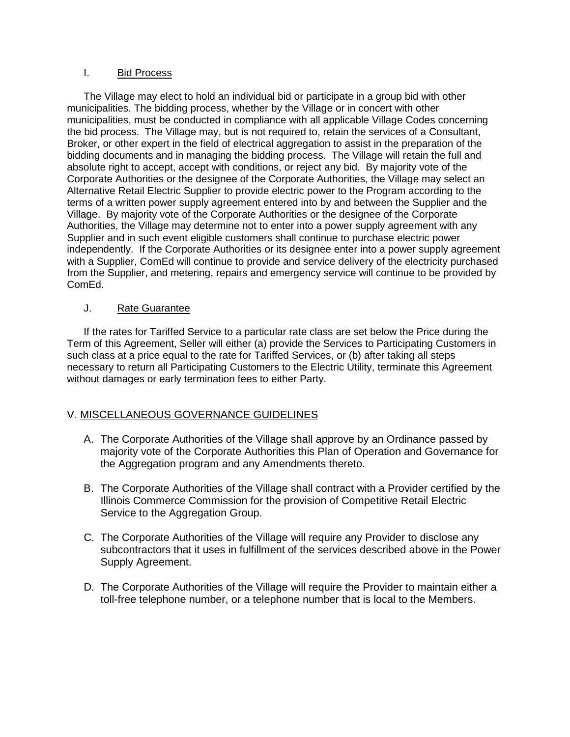I. <u>Bid Process</u>

The Village may elect to hold an individual bid or participate in a group bid with other municipalities. The bidding process, whether by the Village or in concert with other municipalities, must be conducted in compliance with all applicable Village Codes concerning the bid process. The Village may, but is not required to, retain the services of a Consultant, Broker, or other expert in the field of electrical aggregation to assist in the preparation of the bidding documents and in managing the bidding process. The Village will retain the full and absolute right to accept, accept with conditions, or reject any bid. By majority vote of the Corporate Authorities or the designee of the Corporate Authorities, the Village may select an Alternative Retail Electric Supplier to provide electric power to the Program according to the terms of a written power supply agreement entered into by and between the Supplier and the Village. By majority vote of the Corporate Authorities or the designee of the Corporate Authorities, the Village may determine not to enter into a power supply agreement with any Supplier and in such event eligible customers shall continue to purchase electric power independently. If the Corporate Authorities or its designee enter into a power supply agreement with a Supplier, ComEd will continue to provide and service delivery of the electricity purchased from the Supplier, and metering, repairs and emergency service will continue to be provided by ComEd.

J. <u>Rate Guarantee</u>

If the rates for Tariffed Service to a particular rate class are set below the Price during the Term of this Agreement, Seller will either (a) provide the Services to Participating Customers in such class at a price equal to the rate for Tariffed Services, or (b) after taking all steps necessary to return all Participating Customers to the Electric Utility, terminate this Agreement without damages or early termination fees to either Party.

## V. <u>MISCELLANEOUS GOVERNANCE GUIDELINES</u>

A. The Corporate Authorities of the Village shall approve by an Ordinance passed by majority vote of the Corporate Authorities this Plan of Operation and Governance for the Aggregation program and any Amendments thereto.

B. The Corporate Authorities of the Village shall contract with a Provider certified by the Illinois Commerce Commission for the provision of Competitive Retail Electric Service to the Aggregation Group.

C. The Corporate Authorities of the Village will require any Provider to disclose any subcontractors that it uses in fulfillment of the services described above in the Power Supply Agreement.

D. The Corporate Authorities of the Village will require the Provider to maintain either a toll-free telephone number, or a telephone number that is local to the Members.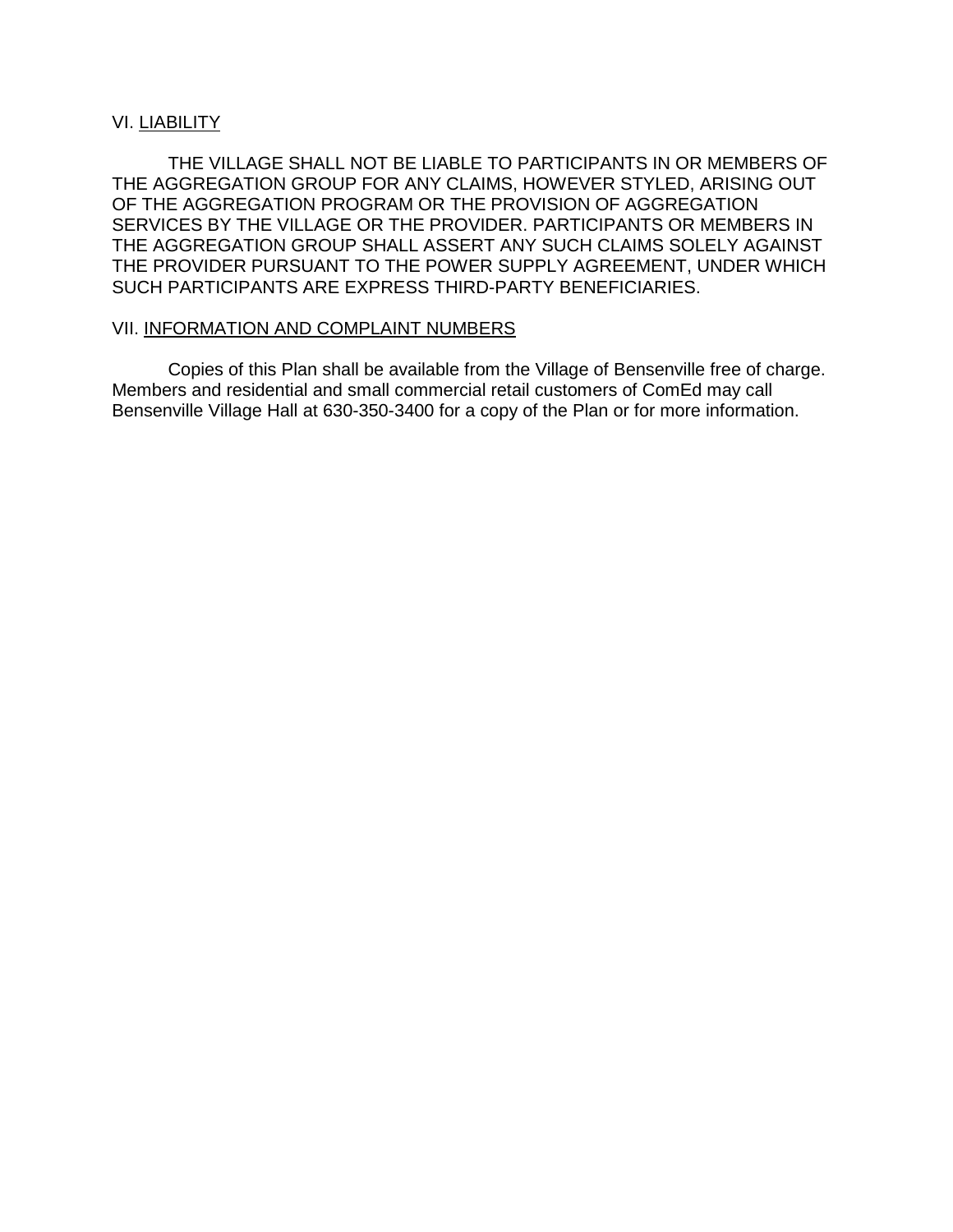## VI. LIABILITY

THE VILLAGE SHALL NOT BE LIABLE TO PARTICIPANTS IN OR MEMBERS OF THE AGGREGATION GROUP FOR ANY CLAIMS, HOWEVER STYLED, ARISING OUT OF THE AGGREGATION PROGRAM OR THE PROVISION OF AGGREGATION SERVICES BY THE VILLAGE OR THE PROVIDER. PARTICIPANTS OR MEMBERS IN THE AGGREGATION GROUP SHALL ASSERT ANY SUCH CLAIMS SOLELY AGAINST THE PROVIDER PURSUANT TO THE POWER SUPPLY AGREEMENT, UNDER WHICH SUCH PARTICIPANTS ARE EXPRESS THIRD-PARTY BENEFICIARIES.

## VII. INFORMATION AND COMPLAINT NUMBERS

Copies of this Plan shall be available from the Village of Bensenville free of charge. Members and residential and small commercial retail customers of ComEd may call Bensenville Village Hall at 630-350-3400 for a copy of the Plan or for more information.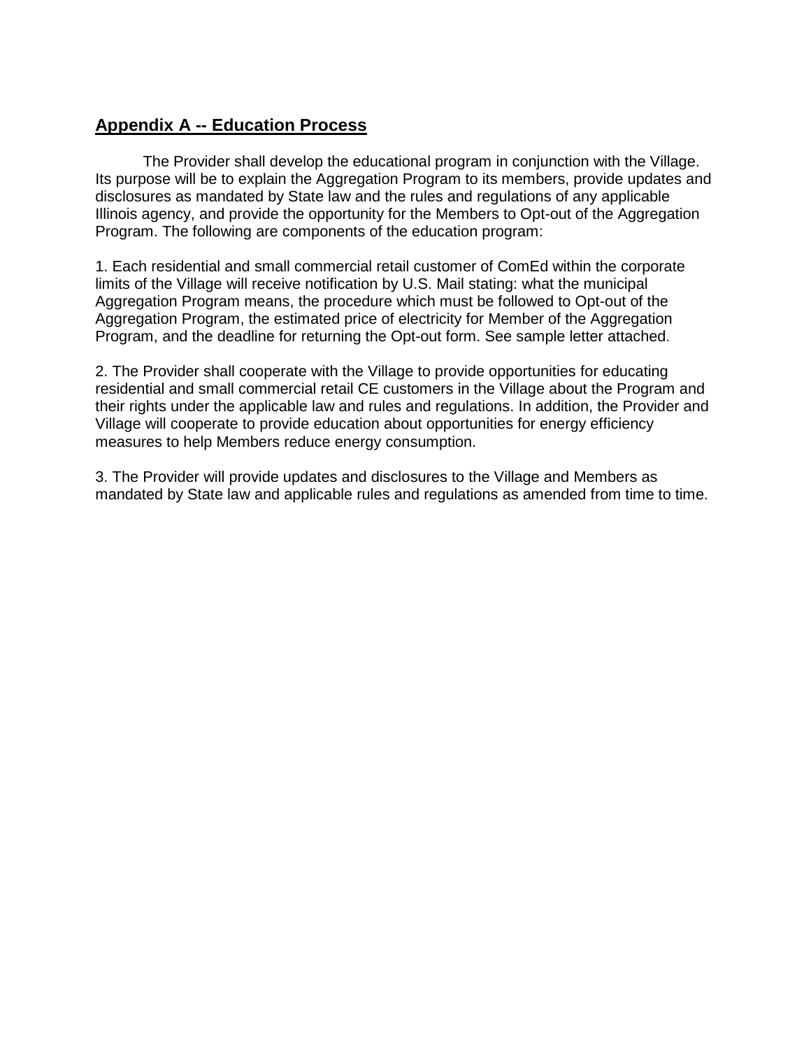## Appendix A -- Education Process

The Provider shall develop the educational program in conjunction with the Village. Its purpose will be to explain the Aggregation Program to its members, provide updates and disclosures as mandated by State law and the rules and regulations of any applicable Illinois agency, and provide the opportunity for the Members to Opt-out of the Aggregation Program. The following are components of the education program:

1. Each residential and small commercial retail customer of ComEd within the corporate limits of the Village will receive notification by U.S. Mail stating: what the municipal Aggregation Program means, the procedure which must be followed to Opt-out of the Aggregation Program, the estimated price of electricity for Member of the Aggregation Program, and the deadline for returning the Opt-out form. See sample letter attached.

2. The Provider shall cooperate with the Village to provide opportunities for educating residential and small commercial retail CE customers in the Village about the Program and their rights under the applicable law and rules and regulations. In addition, the Provider and Village will cooperate to provide education about opportunities for energy efficiency measures to help Members reduce energy consumption.

3. The Provider will provide updates and disclosures to the Village and Members as mandated by State law and applicable rules and regulations as amended from time to time.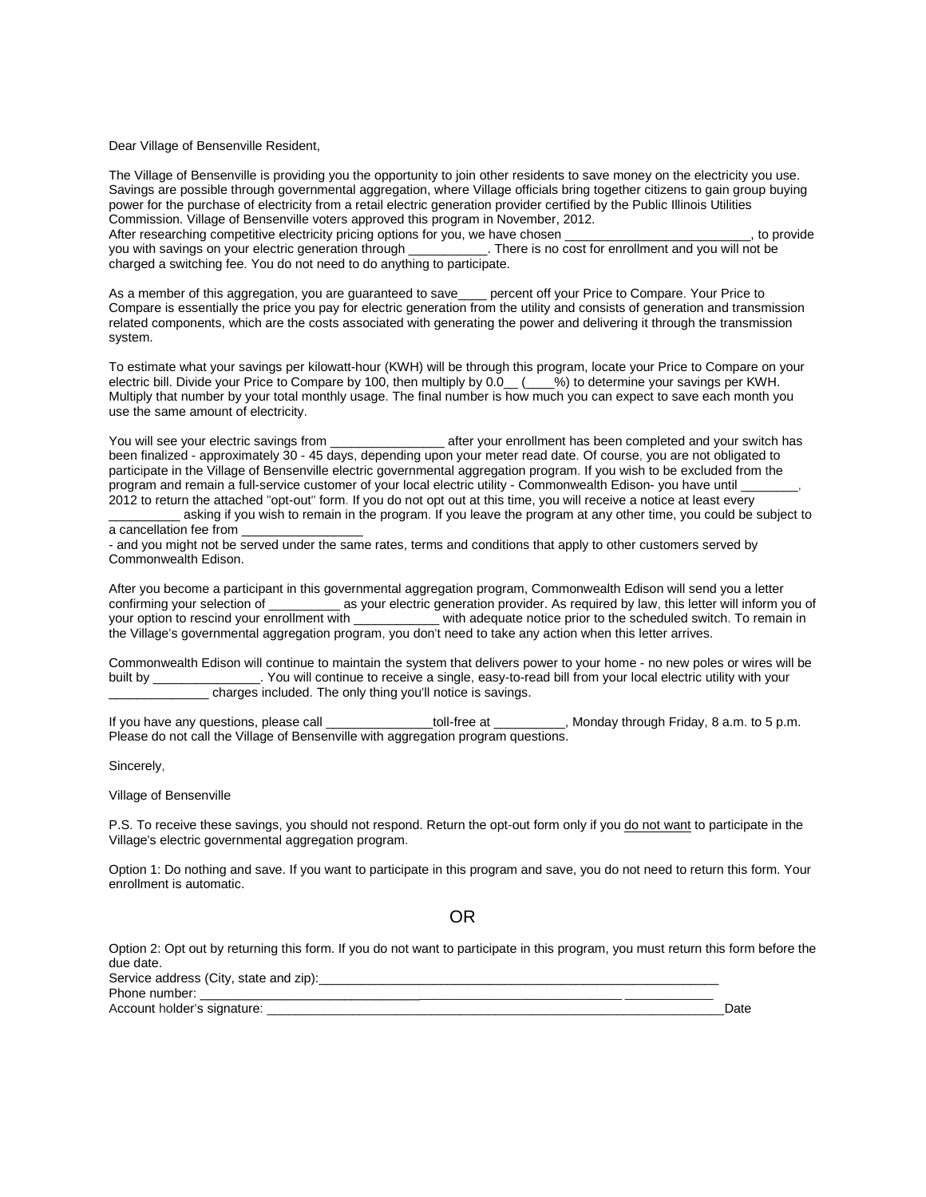Dear Village of Bensenville Resident,

The Village of Bensenville is providing you the opportunity to join other residents to save money on the electricity you use. Savings are possible through governmental aggregation, where Village officials bring together citizens to gain group buying power for the purchase of electricity from a retail electric generation provider certified by the Public Illinois Utilities Commission. Village of Bensenville voters approved this program in November, 2012.
After researching competitive electricity pricing options for you, we have chosen __________________________, to provide you with savings on your electric generation through ___________. There is no cost for enrollment and you will not be charged a switching fee. You do not need to do anything to participate.

As a member of this aggregation, you are guaranteed to save____ percent off your Price to Compare. Your Price to Compare is essentially the price you pay for electric generation from the utility and consists of generation and transmission related components, which are the costs associated with generating the power and delivering it through the transmission system.

To estimate what your savings per kilowatt-hour (KWH) will be through this program, locate your Price to Compare on your electric bill. Divide your Price to Compare by 100, then multiply by 0.0__ (____%) to determine your savings per KWH. Multiply that number by your total monthly usage. The final number is how much you can expect to save each month you use the same amount of electricity.

You will see your electric savings from ________________ after your enrollment has been completed and your switch has been finalized - approximately 30 - 45 days, depending upon your meter read date. Of course, you are not obligated to participate in the Village of Bensenville electric governmental aggregation program. If you wish to be excluded from the program and remain a full-service customer of your local electric utility - Commonwealth Edison- you have until ________, 2012 to return the attached "opt-out" form. If you do not opt out at this time, you will receive a notice at least every __________ asking if you wish to remain in the program. If you leave the program at any other time, you could be subject to a cancellation fee from _________________
- and you might not be served under the same rates, terms and conditions that apply to other customers served by Commonwealth Edison.

After you become a participant in this governmental aggregation program, Commonwealth Edison will send you a letter confirming your selection of __________ as your electric generation provider. As required by law, this letter will inform you of your option to rescind your enrollment with ____________ with adequate notice prior to the scheduled switch. To remain in the Village's governmental aggregation program, you don't need to take any action when this letter arrives.

Commonwealth Edison will continue to maintain the system that delivers power to your home - no new poles or wires will be built by _______________. You will continue to receive a single, easy-to-read bill from your local electric utility with your ______________ charges included. The only thing you'll notice is savings.

If you have any questions, please call _______________toll-free at __________, Monday through Friday, 8 a.m. to 5 p.m. Please do not call the Village of Bensenville with aggregation program questions.

Sincerely,

Village of Bensenville

P.S. To receive these savings, you should not respond. Return the opt-out form only if you <u>do not want</u> to participate in the Village's electric governmental aggregation program.

Option 1: Do nothing and save. If you want to participate in this program and save, you do not need to return this form. Your enrollment is automatic.

OR

Option 2: Opt out by returning this form. If you do not want to participate in this program, you must return this form before the due date.
Service address (City, state and zip):___________________________________________________________
Phone number: ___________________________________________________________ ____________
Account holder's signature: ____________________________________________________________________Date